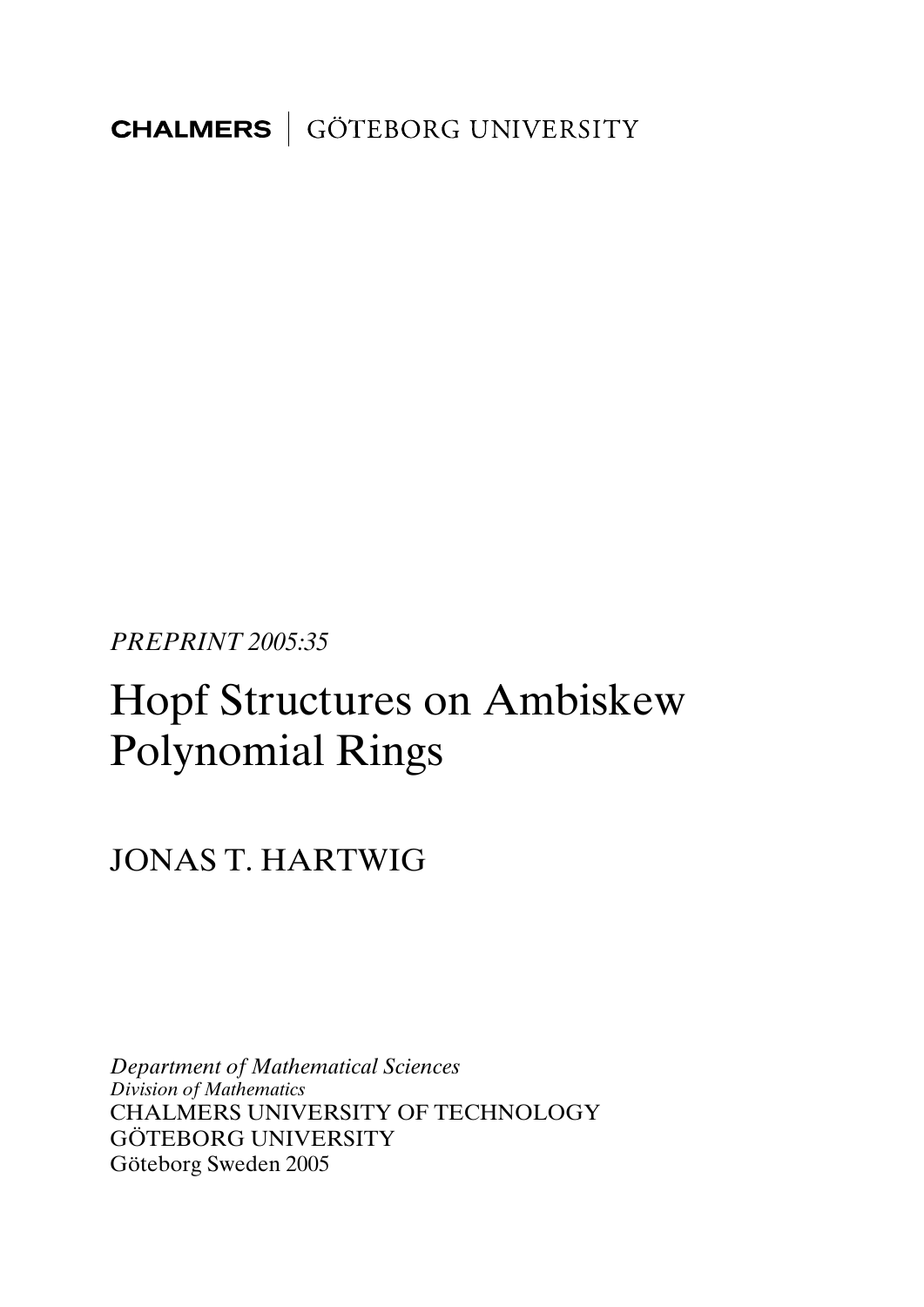CHALMERS | GÖTEBORG UNIVERSITY

*PREPRINT 2005:35*

# Hopf Structures on Ambiskew Polynomial Rings

JONAS T. HARTWIG

*Department of Mathematical Sciences*
*Division of Mathematics*
CHALMERS UNIVERSITY OF TECHNOLOGY
GÖTEBORG UNIVERSITY
Göteborg Sweden 2005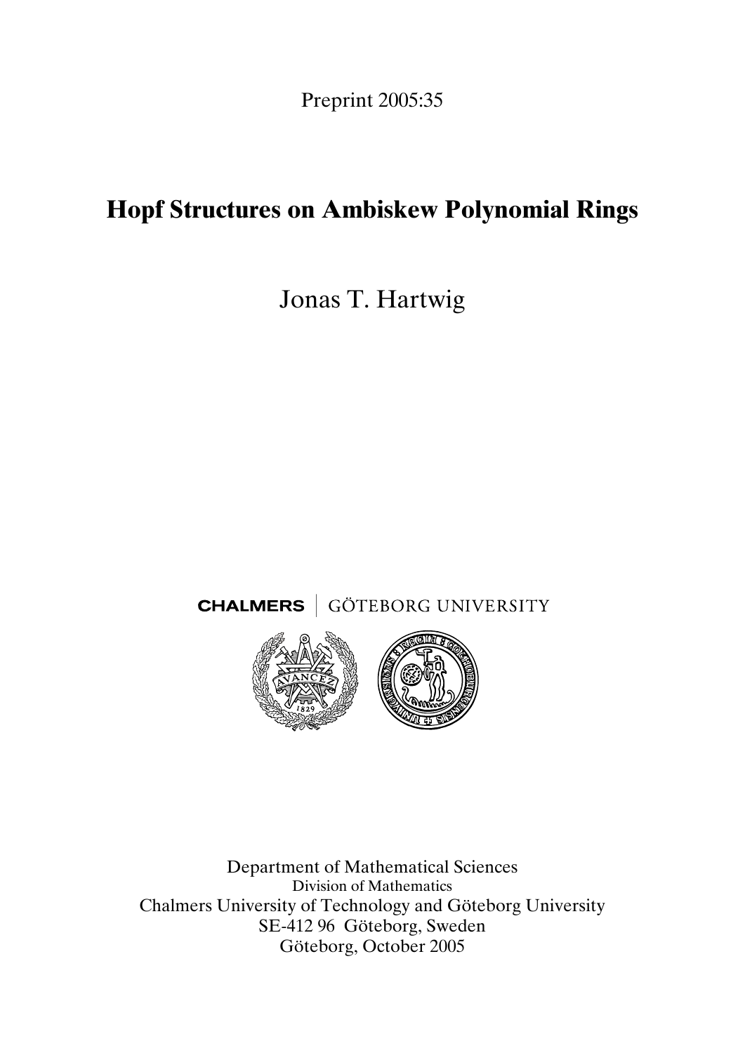Preprint 2005:35

# Hopf Structures on Ambiskew Polynomial Rings

Jonas T. Hartwig

CHALMERS | GÖTEBORG UNIVERSITY

Department of Mathematical Sciences
Division of Mathematics
Chalmers University of Technology and Göteborg University
SE-412 96 Göteborg, Sweden
Göteborg, October 2005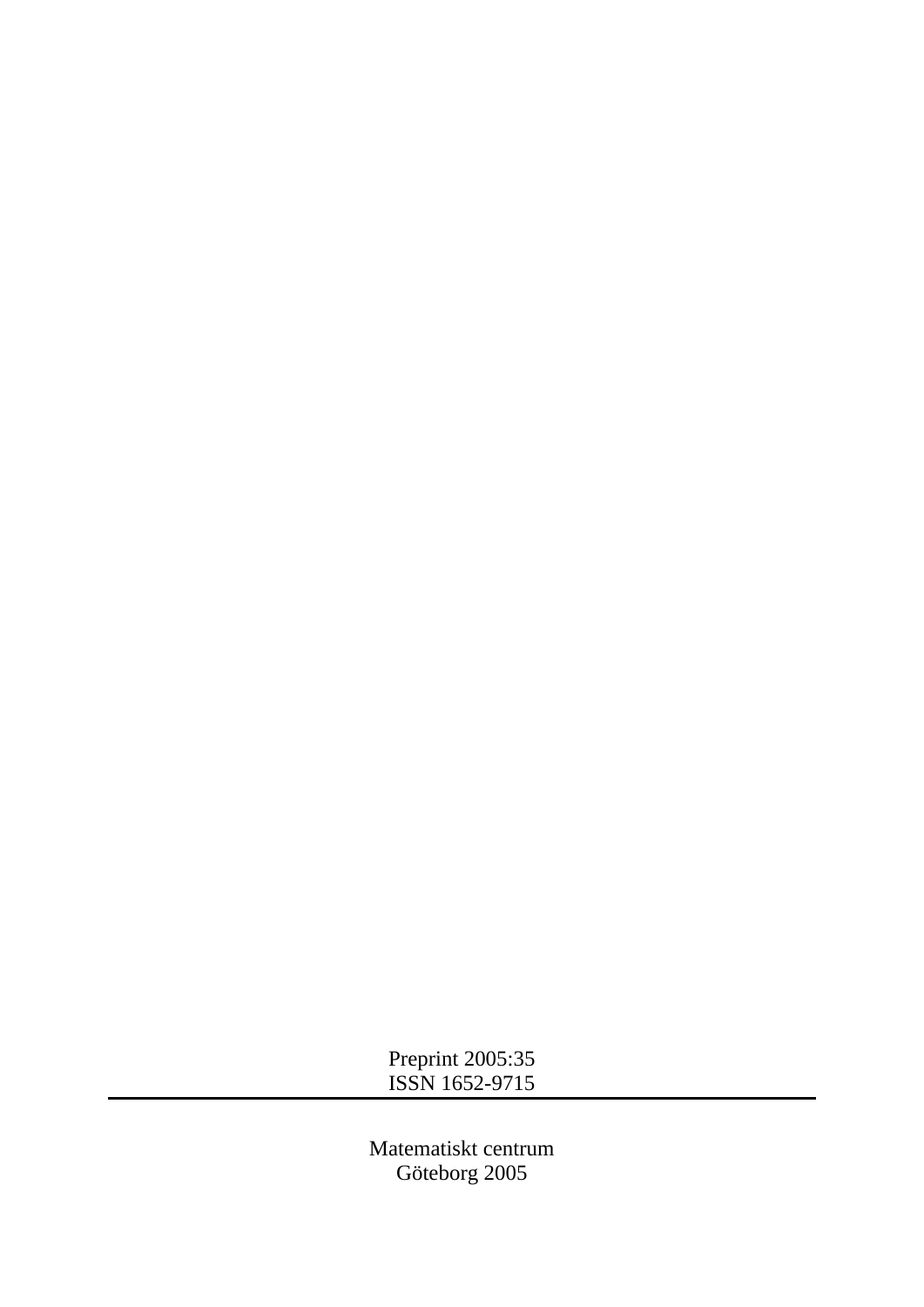Preprint 2005:35  
ISSN 1652-9715

---

Matematiskt centrum  
Göteborg 2005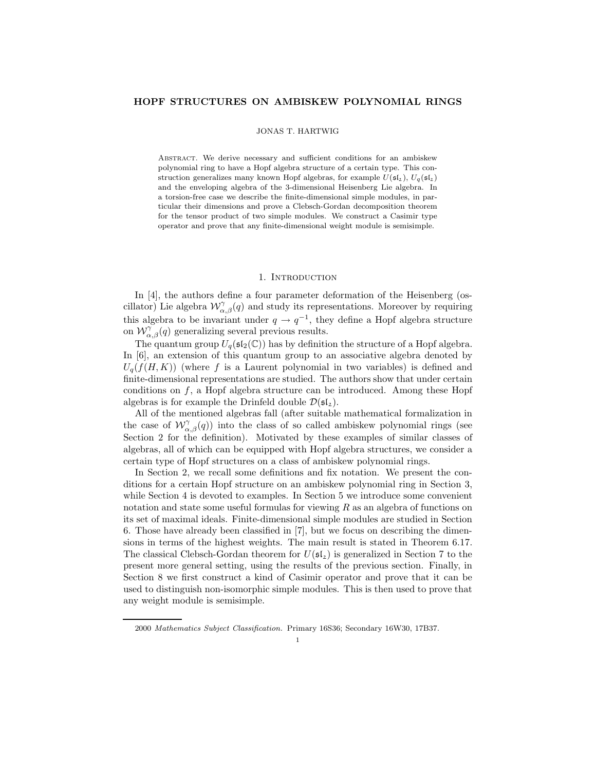# HOPF STRUCTURES ON AMBISKEW POLYNOMIAL RINGS

JONAS T. HARTWIG

Abstract. We derive necessary and sufficient conditions for an ambiskew polynomial ring to have a Hopf algebra structure of a certain type. This construction generalizes many known Hopf algebras, for example $U(\mathfrak{sl}_2)$, $U_q(\mathfrak{sl}_2)$ and the enveloping algebra of the 3-dimensional Heisenberg Lie algebra. In a torsion-free case we describe the finite-dimensional simple modules, in particular their dimensions and prove a Clebsch-Gordan decomposition theorem for the tensor product of two simple modules. We construct a Casimir type operator and prove that any finite-dimensional weight module is semisimple.

## 1. Introduction

In [4], the authors define a four parameter deformation of the Heisenberg (oscillator) Lie algebra $\mathcal{W}_{\alpha,\beta}^{\gamma}(q)$ and study its representations. Moreover by requiring this algebra to be invariant under $q \to q^{-1}$, they define a Hopf algebra structure on $\mathcal{W}_{\alpha,\beta}^{\gamma}(q)$ generalizing several previous results.

The quantum group $U_q(\mathfrak{sl}_2(\mathbb{C}))$ has by definition the structure of a Hopf algebra. In [6], an extension of this quantum group to an associative algebra denoted by $U_q(f(H,K))$ (where $f$ is a Laurent polynomial in two variables) is defined and finite-dimensional representations are studied. The authors show that under certain conditions on $f$, a Hopf algebra structure can be introduced. Among these Hopf algebras is for example the Drinfeld double $\mathcal{D}(\mathfrak{sl}_2)$.

All of the mentioned algebras fall (after suitable mathematical formalization in the case of $\mathcal{W}_{\alpha,\beta}^{\gamma}(q)$) into the class of so called ambiskew polynomial rings (see Section 2 for the definition). Motivated by these examples of similar classes of algebras, all of which can be equipped with Hopf algebra structures, we consider a certain type of Hopf structures on a class of ambiskew polynomial rings.

In Section 2, we recall some definitions and fix notation. We present the conditions for a certain Hopf structure on an ambiskew polynomial ring in Section 3, while Section 4 is devoted to examples. In Section 5 we introduce some convenient notation and state some useful formulas for viewing $R$ as an algebra of functions on its set of maximal ideals. Finite-dimensional simple modules are studied in Section 6. Those have already been classified in [7], but we focus on describing the dimensions in terms of the highest weights. The main result is stated in Theorem 6.17. The classical Clebsch-Gordan theorem for $U(\mathfrak{sl}_2)$ is generalized in Section 7 to the present more general setting, using the results of the previous section. Finally, in Section 8 we first construct a kind of Casimir operator and prove that it can be used to distinguish non-isomorphic simple modules. This is then used to prove that any weight module is semisimple.

2000 *Mathematics Subject Classification.* Primary 16S36; Secondary 16W30, 17B37.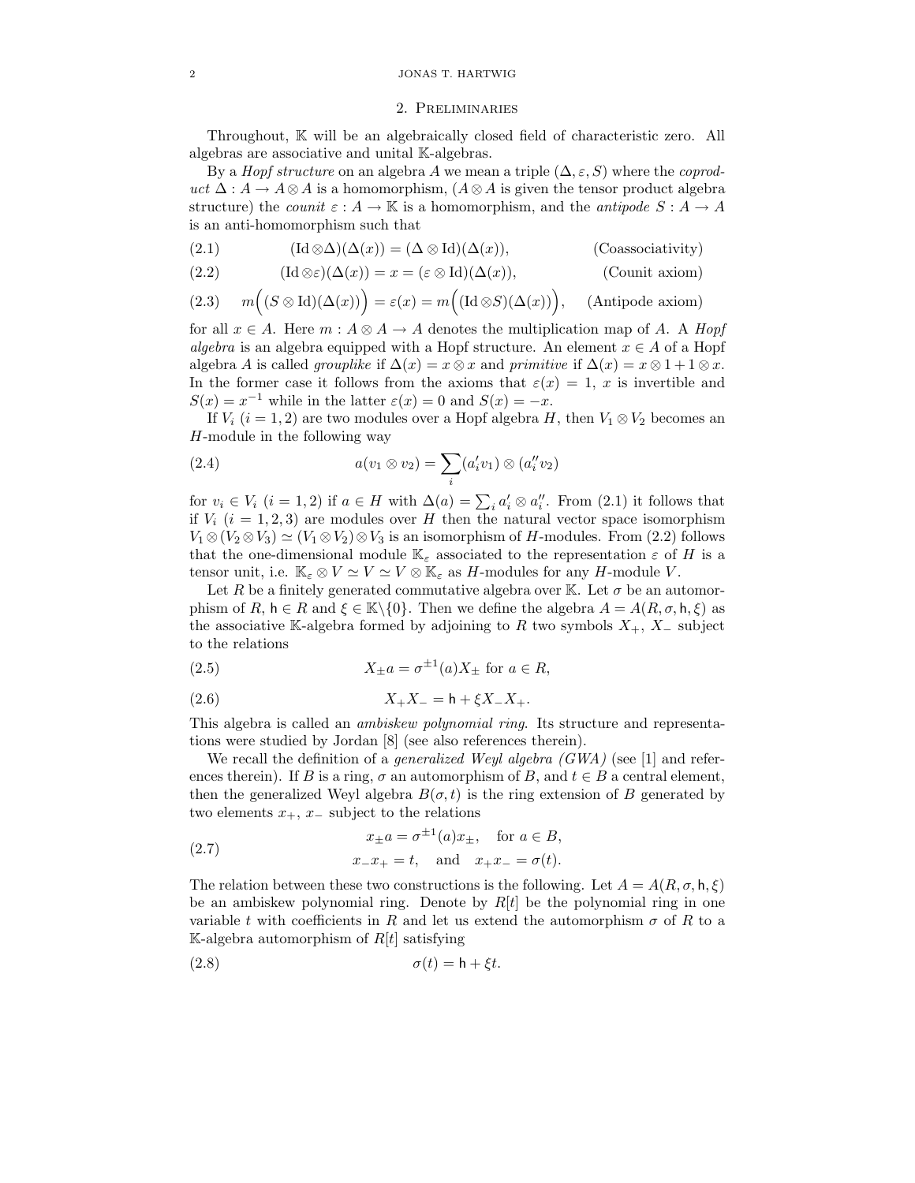## 2. Preliminaries

Throughout, $\mathbb{K}$ will be an algebraically closed field of characteristic zero. All algebras are associative and unital $\mathbb{K}$-algebras.

By a *Hopf structure* on an algebra $A$ we mean a triple $(\Delta, \varepsilon, S)$ where the *coproduct* $\Delta : A \to A \otimes A$ is a homomorphism, ($A \otimes A$ is given the tensor product algebra structure) the *counit* $\varepsilon : A \to \mathbb{K}$ is a homomorphism, and the *antipode* $S : A \to A$ is an anti-homomorphism such that

$$(\mathrm{Id} \otimes \Delta)(\Delta(x)) = (\Delta \otimes \mathrm{Id})(\Delta(x)), \qquad \text{(Coassociativity)} \tag{2.1}$$

$$(\mathrm{Id} \otimes \varepsilon)(\Delta(x)) = x = (\varepsilon \otimes \mathrm{Id})(\Delta(x)), \qquad \text{(Counit axiom)} \tag{2.2}$$

$$m\Big((S \otimes \mathrm{Id})(\Delta(x))\Big) = \varepsilon(x) = m\Big((\mathrm{Id} \otimes S)(\Delta(x))\Big), \qquad \text{(Antipode axiom)} \tag{2.3}$$

for all $x \in A$. Here $m : A \otimes A \to A$ denotes the multiplication map of $A$. A *Hopf algebra* is an algebra equipped with a Hopf structure. An element $x \in A$ of a Hopf algebra $A$ is called *grouplike* if $\Delta(x) = x \otimes x$ and *primitive* if $\Delta(x) = x \otimes 1 + 1 \otimes x$. In the former case it follows from the axioms that $\varepsilon(x) = 1$, $x$ is invertible and $S(x) = x^{-1}$ while in the latter $\varepsilon(x) = 0$ and $S(x) = -x$.

If $V_i$ $(i = 1, 2)$ are two modules over a Hopf algebra $H$, then $V_1 \otimes V_2$ becomes an $H$-module in the following way

$$a(v_1 \otimes v_2) = \sum_i (a_i' v_1) \otimes (a_i'' v_2) \tag{2.4}$$

for $v_i \in V_i$ $(i = 1, 2)$ if $a \in H$ with $\Delta(a) = \sum_i a_i' \otimes a_i''$. From (2.1) it follows that if $V_i$ $(i = 1, 2, 3)$ are modules over $H$ then the natural vector space isomorphism $V_1 \otimes (V_2 \otimes V_3) \simeq (V_1 \otimes V_2) \otimes V_3$ is an isomorphism of $H$-modules. From (2.2) follows that the one-dimensional module $\mathbb{K}_\varepsilon$ associated to the representation $\varepsilon$ of $H$ is a tensor unit, i.e. $\mathbb{K}_\varepsilon \otimes V \simeq V \simeq V \otimes \mathbb{K}_\varepsilon$ as $H$-modules for any $H$-module $V$.

Let $R$ be a finitely generated commutative algebra over $\mathbb{K}$. Let $\sigma$ be an automorphism of $R$, $\mathsf{h} \in R$ and $\xi \in \mathbb{K}\backslash\{0\}$. Then we define the algebra $A = A(R, \sigma, \mathsf{h}, \xi)$ as the associative $\mathbb{K}$-algebra formed by adjoining to $R$ two symbols $X_+$, $X_-$ subject to the relations

$$X_\pm a = \sigma^{\pm 1}(a) X_\pm \text{ for } a \in R, \tag{2.5}$$

$$X_+ X_- = \mathsf{h} + \xi X_- X_+. \tag{2.6}$$

This algebra is called an *ambiskew polynomial ring*. Its structure and representations were studied by Jordan [8] (see also references therein).

We recall the definition of a *generalized Weyl algebra (GWA)* (see [1] and references therein). If $B$ is a ring, $\sigma$ an automorphism of $B$, and $t \in B$ a central element, then the generalized Weyl algebra $B(\sigma, t)$ is the ring extension of $B$ generated by two elements $x_+$, $x_-$ subject to the relations

$$\begin{aligned} x_\pm a &= \sigma^{\pm 1}(a) x_\pm, \quad \text{for } a \in B, \\ x_- x_+ &= t, \quad \text{and} \quad x_+ x_- = \sigma(t). \end{aligned} \tag{2.7}$$

The relation between these two constructions is the following. Let $A = A(R, \sigma, \mathsf{h}, \xi)$ be an ambiskew polynomial ring. Denote by $R[t]$ be the polynomial ring in one variable $t$ with coefficients in $R$ and let us extend the automorphism $\sigma$ of $R$ to a $\mathbb{K}$-algebra automorphism of $R[t]$ satisfying

$$\sigma(t) = \mathsf{h} + \xi t. \tag{2.8}$$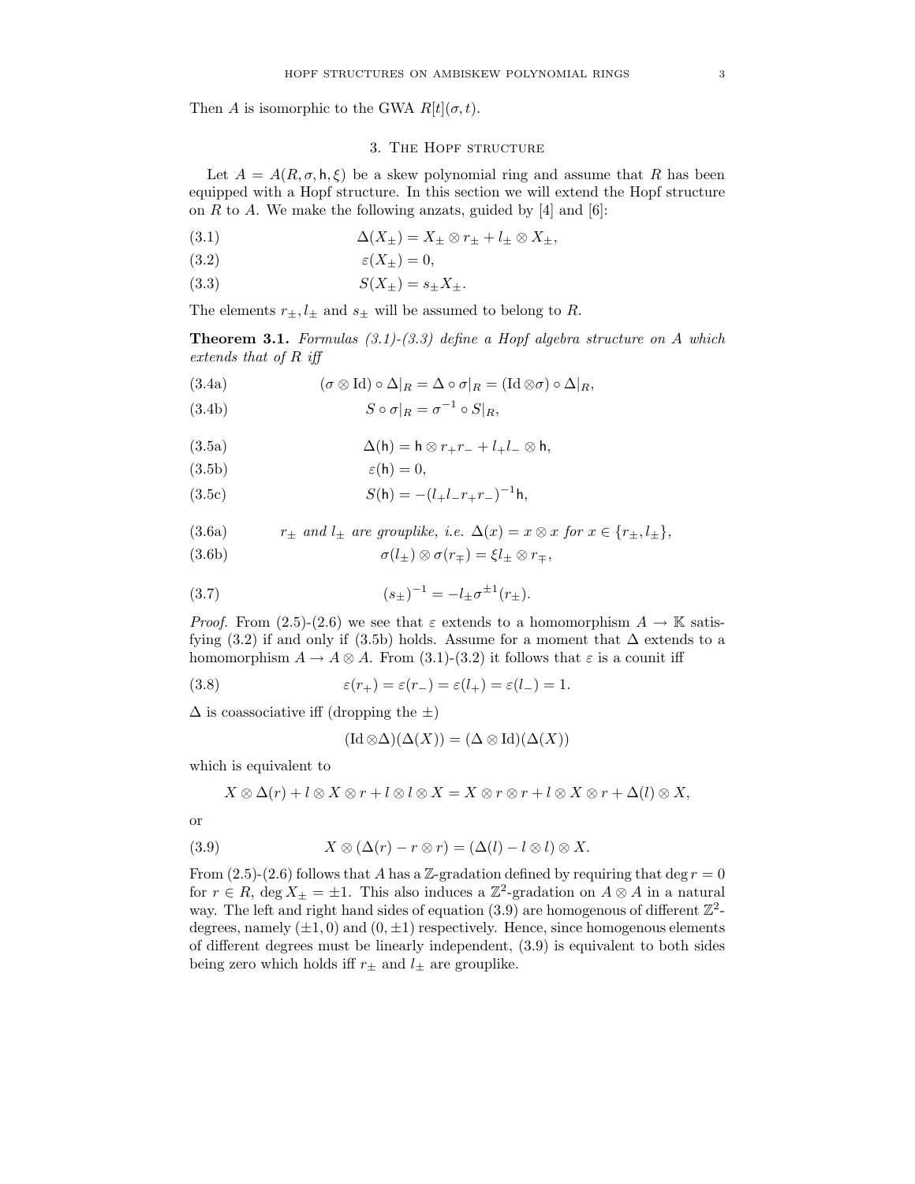Then $A$ is isomorphic to the GWA $R[t](\sigma, t)$.

## 3. The Hopf structure

Let $A = A(R, \sigma, \mathsf{h}, \xi)$ be a skew polynomial ring and assume that $R$ has been equipped with a Hopf structure. In this section we will extend the Hopf structure on $R$ to $A$. We make the following anzats, guided by [4] and [6]:

$$\Delta(X_\pm) = X_\pm \otimes r_\pm + l_\pm \otimes X_\pm, \tag{3.1}$$

$$\varepsilon(X_\pm) = 0, \tag{3.2}$$

$$S(X_\pm) = s_\pm X_\pm. \tag{3.3}$$

The elements $r_\pm, l_\pm$ and $s_\pm$ will be assumed to belong to $R$.

**Theorem 3.1.** *Formulas (3.1)-(3.3) define a Hopf algebra structure on A which extends that of R iff*

$$(\sigma \otimes \mathrm{Id}) \circ \Delta|_R = \Delta \circ \sigma|_R = (\mathrm{Id} \otimes \sigma) \circ \Delta|_R, \tag{3.4a}$$

$$S \circ \sigma|_R = \sigma^{-1} \circ S|_R, \tag{3.4b}$$

$$\Delta(\mathsf{h}) = \mathsf{h} \otimes r_+ r_- + l_+ l_- \otimes \mathsf{h}, \tag{3.5a}$$

$$\varepsilon(\mathsf{h}) = 0, \tag{3.5b}$$

$$S(\mathsf{h}) = -(l_+ l_- r_+ r_-)^{-1} \mathsf{h}, \tag{3.5c}$$

$$r_\pm \text{ and } l_\pm \text{ are grouplike, i.e. } \Delta(x) = x \otimes x \text{ for } x \in \{r_\pm, l_\pm\}, \tag{3.6a}$$

$$\sigma(l_\pm) \otimes \sigma(r_\mp) = \xi l_\pm \otimes r_\mp, \tag{3.6b}$$

$$(s_\pm)^{-1} = -l_\pm \sigma^{\pm 1}(r_\pm). \tag{3.7}$$

*Proof.* From (2.5)-(2.6) we see that $\varepsilon$ extends to a homomorphism $A \to \mathbb{K}$ satisfying (3.2) if and only if (3.5b) holds. Assume for a moment that $\Delta$ extends to a homomorphism $A \to A \otimes A$. From (3.1)-(3.2) it follows that $\varepsilon$ is a counit iff

$$\varepsilon(r_+) = \varepsilon(r_-) = \varepsilon(l_+) = \varepsilon(l_-) = 1. \tag{3.8}$$

$\Delta$ is coassociative iff (dropping the $\pm$)

$$(\mathrm{Id} \otimes \Delta)(\Delta(X)) = (\Delta \otimes \mathrm{Id})(\Delta(X))$$

which is equivalent to

$$X \otimes \Delta(r) + l \otimes X \otimes r + l \otimes l \otimes X = X \otimes r \otimes r + l \otimes X \otimes r + \Delta(l) \otimes X,$$

or

$$X \otimes (\Delta(r) - r \otimes r) = (\Delta(l) - l \otimes l) \otimes X. \tag{3.9}$$

From (2.5)-(2.6) follows that $A$ has a $\mathbb{Z}$-gradation defined by requiring that $\deg r = 0$ for $r \in R$, $\deg X_\pm = \pm 1$. This also induces a $\mathbb{Z}^2$-gradation on $A \otimes A$ in a natural way. The left and right hand sides of equation (3.9) are homogenous of different $\mathbb{Z}^2$-degrees, namely $(\pm 1, 0)$ and $(0, \pm 1)$ respectively. Hence, since homogenous elements of different degrees must be linearly independent, (3.9) is equivalent to both sides being zero which holds iff $r_\pm$ and $l_\pm$ are grouplike.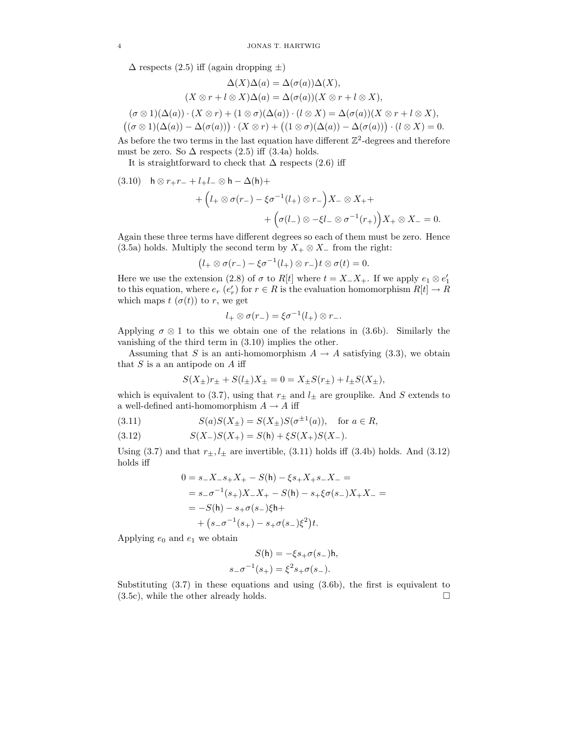$\Delta$ respects (2.5) iff (again dropping $\pm$)

$$\Delta(X)\Delta(a) = \Delta(\sigma(a))\Delta(X),$$
$$(X \otimes r + l \otimes X)\Delta(a) = \Delta(\sigma(a))(X \otimes r + l \otimes X),$$
$$(\sigma \otimes 1)(\Delta(a)) \cdot (X \otimes r) + (1 \otimes \sigma)(\Delta(a)) \cdot (l \otimes X) = \Delta(\sigma(a))(X \otimes r + l \otimes X),$$
$$\big((\sigma \otimes 1)(\Delta(a)) - \Delta(\sigma(a))\big) \cdot (X \otimes r) + \big((1 \otimes \sigma)(\Delta(a)) - \Delta(\sigma(a))\big) \cdot (l \otimes X) = 0.$$

As before the two terms in the last equation have different $\mathbb{Z}^2$-degrees and therefore must be zero. So $\Delta$ respects (2.5) iff (3.4a) holds.

It is straightforward to check that $\Delta$ respects (2.6) iff

$$\begin{aligned}(3.10)\quad \mathsf{h} \otimes r_+ r_- + l_+ l_- \otimes \mathsf{h} - \Delta(\mathsf{h}) + \\ + \Big(l_+ \otimes \sigma(r_-) - \xi\sigma^{-1}(l_+) \otimes r_-\Big) X_- \otimes X_+ + \\ + \Big(\sigma(l_-) \otimes -\xi l_- \otimes \sigma^{-1}(r_+)\Big) X_+ \otimes X_- = 0.\end{aligned}$$

Again these three terms have different degrees so each of them must be zero. Hence (3.5a) holds. Multiply the second term by $X_+ \otimes X_-$ from the right:

$$\big(l_+ \otimes \sigma(r_-) - \xi\sigma^{-1}(l_+) \otimes r_-\big) t \otimes \sigma(t) = 0.$$

Here we use the extension (2.8) of $\sigma$ to $R[t]$ where $t = X_- X_+$. If we apply $e_1 \otimes e_1'$ to this equation, where $e_r$ ($e_r'$) for $r \in R$ is the evaluation homomorphism $R[t] \to R$ which maps $t$ ($\sigma(t)$) to $r$, we get

$$l_+ \otimes \sigma(r_-) = \xi\sigma^{-1}(l_+) \otimes r_-.$$

Applying $\sigma \otimes 1$ to this we obtain one of the relations in (3.6b). Similarly the vanishing of the third term in (3.10) implies the other.

Assuming that $S$ is an anti-homomorphism $A \to A$ satisfying (3.3), we obtain that $S$ is a an antipode on $A$ iff

$$S(X_\pm) r_\pm + S(l_\pm) X_\pm = 0 = X_\pm S(r_\pm) + l_\pm S(X_\pm),$$

which is equivalent to (3.7), using that $r_\pm$ and $l_\pm$ are grouplike. And $S$ extends to a well-defined anti-homomorphism $A \to A$ iff

$$(3.11)\qquad S(a)S(X_\pm) = S(X_\pm)S(\sigma^{\pm 1}(a)), \quad \text{for } a \in R,$$

$$(3.12)\qquad S(X_-)S(X_+) = S(\mathsf{h}) + \xi S(X_+)S(X_-).$$

Using (3.7) and that $r_\pm, l_\pm$ are invertible, (3.11) holds iff (3.4b) holds. And (3.12) holds iff

$$\begin{aligned}0 &= s_- X_- s_+ X_+ - S(\mathsf{h}) - \xi s_+ X_+ s_- X_- = \\ &= s_- \sigma^{-1}(s_+) X_- X_+ - S(\mathsf{h}) - s_+ \xi \sigma(s_-) X_+ X_- = \\ &= -S(\mathsf{h}) - s_+ \sigma(s_-) \xi \mathsf{h} + \\ &\quad + \big(s_- \sigma^{-1}(s_+) - s_+ \sigma(s_-) \xi^2\big) t.\end{aligned}$$

Applying $e_0$ and $e_1$ we obtain

$$S(\mathsf{h}) = -\xi s_+ \sigma(s_-) \mathsf{h},$$
$$s_- \sigma^{-1}(s_+) = \xi^2 s_+ \sigma(s_-).$$

Substituting (3.7) in these equations and using (3.6b), the first is equivalent to (3.5c), while the other already holds. $\square$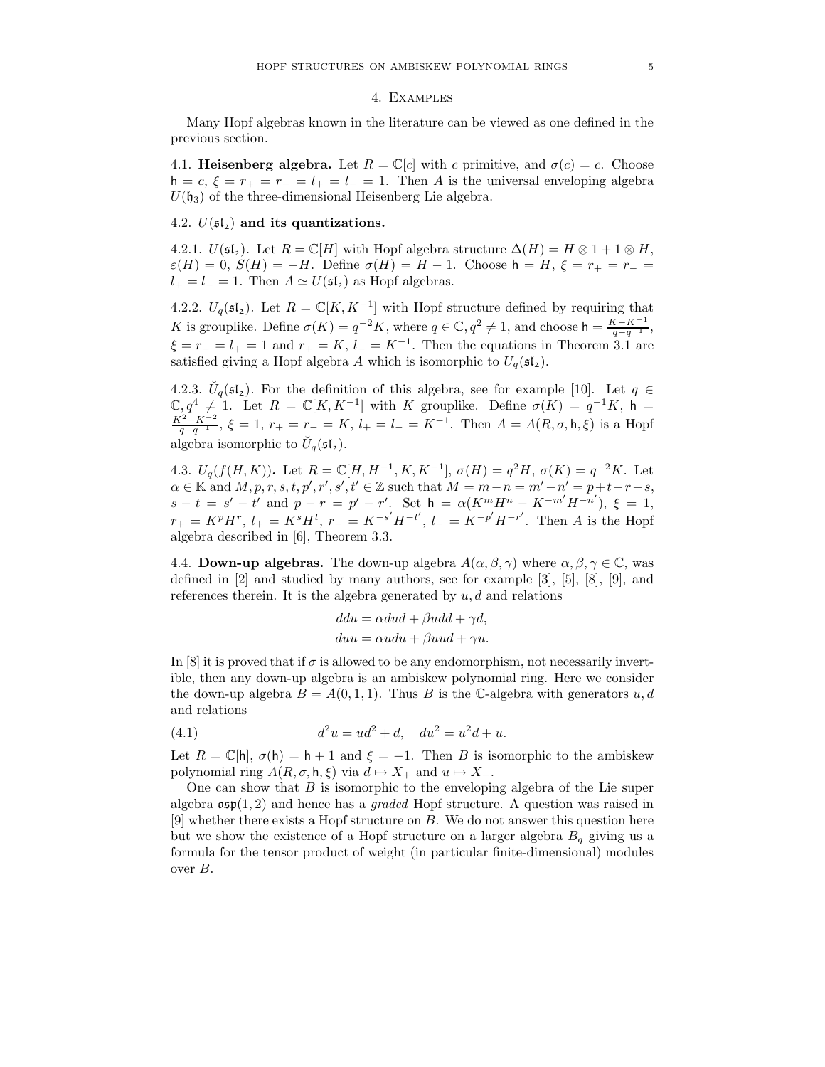## 4. Examples

Many Hopf algebras known in the literature can be viewed as one defined in the previous section.

4.1. **Heisenberg algebra.** Let $R = \mathbb{C}[c]$ with $c$ primitive, and $\sigma(c) = c$. Choose $\mathsf{h} = c$, $\xi = r_+ = r_- = l_+ = l_- = 1$. Then $A$ is the universal enveloping algebra $U(\mathfrak{h}_3)$ of the three-dimensional Heisenberg Lie algebra.

4.2. **$U(\mathfrak{sl}_2)$ and its quantizations.**

4.2.1. $U(\mathfrak{sl}_2)$. Let $R = \mathbb{C}[H]$ with Hopf algebra structure $\Delta(H) = H \otimes 1 + 1 \otimes H$, $\varepsilon(H) = 0$, $S(H) = -H$. Define $\sigma(H) = H - 1$. Choose $\mathsf{h} = H$, $\xi = r_+ = r_- = l_+ = l_- = 1$. Then $A \simeq U(\mathfrak{sl}_2)$ as Hopf algebras.

4.2.2. $U_q(\mathfrak{sl}_2)$. Let $R = \mathbb{C}[K, K^{-1}]$ with Hopf structure defined by requiring that $K$ is grouplike. Define $\sigma(K) = q^{-2}K$, where $q \in \mathbb{C}, q^2 \neq 1$, and choose $\mathsf{h} = \frac{K - K^{-1}}{q - q^{-1}}$, $\xi = r_- = l_+ = 1$ and $r_+ = K$, $l_- = K^{-1}$. Then the equations in Theorem 3.1 are satisfied giving a Hopf algebra $A$ which is isomorphic to $U_q(\mathfrak{sl}_2)$.

4.2.3. $\breve{U}_q(\mathfrak{sl}_2)$. For the definition of this algebra, see for example [10]. Let $q \in \mathbb{C}, q^4 \neq 1$. Let $R = \mathbb{C}[K, K^{-1}]$ with $K$ grouplike. Define $\sigma(K) = q^{-1}K$, $\mathsf{h} = \frac{K^2 - K^{-2}}{q - q^{-1}}$, $\xi = 1$, $r_+ = r_- = K$, $l_+ = l_- = K^{-1}$. Then $A = A(R, \sigma, \mathsf{h}, \xi)$ is a Hopf algebra isomorphic to $\breve{U}_q(\mathfrak{sl}_2)$.

4.3. $U_q(f(H, K))$**.** Let $R = \mathbb{C}[H, H^{-1}, K, K^{-1}]$, $\sigma(H) = q^2 H$, $\sigma(K) = q^{-2}K$. Let $\alpha \in \mathbb{K}$ and $M, p, r, s, t, p', r', s', t' \in \mathbb{Z}$ such that $M = m - n = m' - n' = p + t - r - s$, $s - t = s' - t'$ and $p - r = p' - r'$. Set $\mathsf{h} = \alpha(K^m H^n - K^{-m'} H^{-n'})$, $\xi = 1$, $r_+ = K^p H^r$, $l_+ = K^s H^t$, $r_- = K^{-s'} H^{-t'}$, $l_- = K^{-p'} H^{-r'}$. Then $A$ is the Hopf algebra described in [6], Theorem 3.3.

4.4. **Down-up algebras.** The down-up algebra $A(\alpha, \beta, \gamma)$ where $\alpha, \beta, \gamma \in \mathbb{C}$, was defined in [2] and studied by many authors, see for example [3], [5], [8], [9], and references therein. It is the algebra generated by $u, d$ and relations

$$ddu = \alpha dud + \beta udd + \gamma d,$$
$$duu = \alpha udu + \beta uud + \gamma u.$$

In [8] it is proved that if $\sigma$ is allowed to be any endomorphism, not necessarily invertible, then any down-up algebra is an ambiskew polynomial ring. Here we consider the down-up algebra $B = A(0, 1, 1)$. Thus $B$ is the $\mathbb{C}$-algebra with generators $u, d$ and relations

$$d^2 u = ud^2 + d, \quad du^2 = u^2 d + u. \tag{4.1}$$

Let $R = \mathbb{C}[\mathsf{h}]$, $\sigma(\mathsf{h}) = \mathsf{h} + 1$ and $\xi = -1$. Then $B$ is isomorphic to the ambiskew polynomial ring $A(R, \sigma, \mathsf{h}, \xi)$ via $d \mapsto X_+$ and $u \mapsto X_-$.

One can show that $B$ is isomorphic to the enveloping algebra of the Lie super algebra $\mathfrak{osp}(1, 2)$ and hence has a *graded* Hopf structure. A question was raised in [9] whether there exists a Hopf structure on $B$. We do not answer this question here but we show the existence of a Hopf structure on a larger algebra $B_q$ giving us a formula for the tensor product of weight (in particular finite-dimensional) modules over $B$.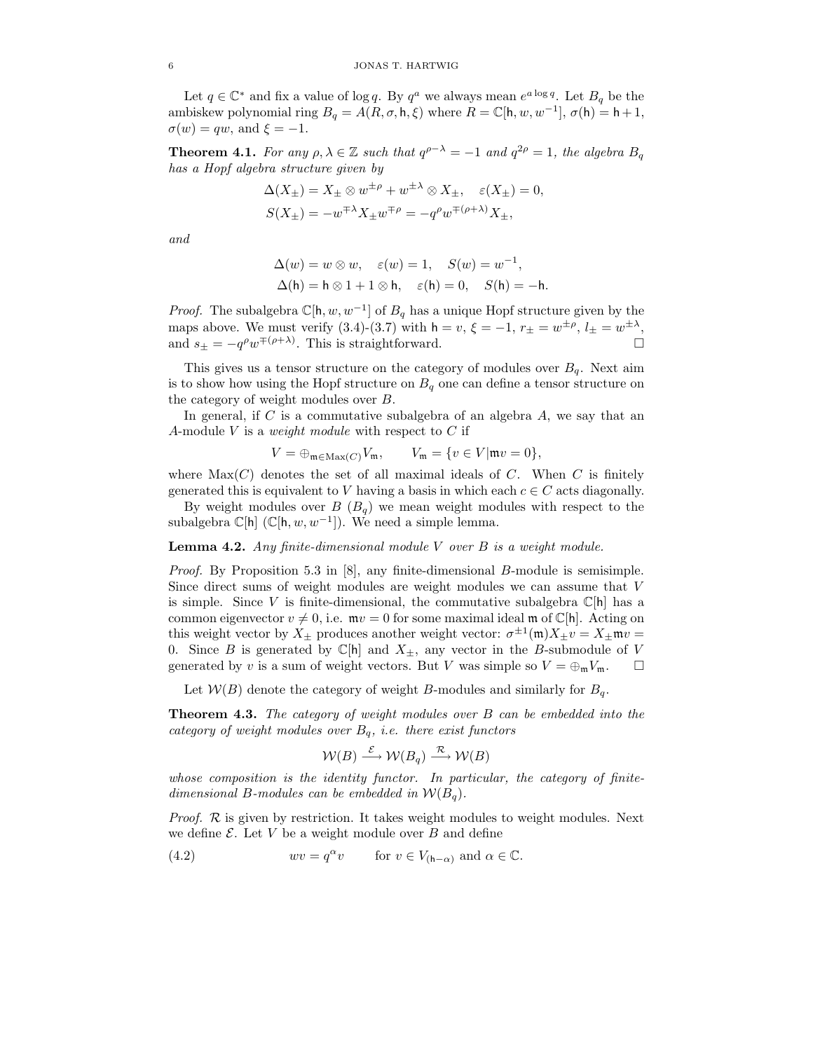Let $q \in \mathbb{C}^*$ and fix a value of $\log q$. By $q^a$ we always mean $e^{a \log q}$. Let $B_q$ be the ambiskew polynomial ring $B_q = A(R, \sigma, \mathsf{h}, \xi)$ where $R = \mathbb{C}[\mathsf{h}, w, w^{-1}]$, $\sigma(\mathsf{h}) = \mathsf{h}+1$, $\sigma(w) = qw$, and $\xi = -1$.

**Theorem 4.1.** *For any $\rho, \lambda \in \mathbb{Z}$ such that $q^{\rho-\lambda} = -1$ and $q^{2\rho} = 1$, the algebra $B_q$ has a Hopf algebra structure given by*

$$\Delta(X_\pm) = X_\pm \otimes w^{\pm\rho} + w^{\pm\lambda} \otimes X_\pm, \quad \varepsilon(X_\pm) = 0,$$
$$S(X_\pm) = -w^{\mp\lambda} X_\pm w^{\mp\rho} = -q^\rho w^{\mp(\rho+\lambda)} X_\pm,$$

*and*

$$\Delta(w) = w \otimes w, \quad \varepsilon(w) = 1, \quad S(w) = w^{-1},$$
$$\Delta(\mathsf{h}) = \mathsf{h} \otimes 1 + 1 \otimes \mathsf{h}, \quad \varepsilon(\mathsf{h}) = 0, \quad S(\mathsf{h}) = -\mathsf{h}.$$

*Proof.* The subalgebra $\mathbb{C}[\mathsf{h}, w, w^{-1}]$ of $B_q$ has a unique Hopf structure given by the maps above. We must verify (3.4)-(3.7) with $\mathsf{h} = v$, $\xi = -1$, $r_\pm = w^{\pm\rho}$, $l_\pm = w^{\pm\lambda}$, and $s_\pm = -q^\rho w^{\mp(\rho+\lambda)}$. This is straightforward. $\square$

This gives us a tensor structure on the category of modules over $B_q$. Next aim is to show how using the Hopf structure on $B_q$ one can define a tensor structure on the category of weight modules over $B$.

In general, if $C$ is a commutative subalgebra of an algebra $A$, we say that an $A$-module $V$ is a *weight module* with respect to $C$ if

$$V = \oplus_{\mathfrak{m} \in \mathrm{Max}(C)} V_\mathfrak{m}, \qquad V_\mathfrak{m} = \{v \in V | \mathfrak{m}v = 0\},$$

where $\mathrm{Max}(C)$ denotes the set of all maximal ideals of $C$. When $C$ is finitely generated this is equivalent to $V$ having a basis in which each $c \in C$ acts diagonally.

By weight modules over $B$ ($B_q$) we mean weight modules with respect to the subalgebra $\mathbb{C}[\mathsf{h}]$ ($\mathbb{C}[\mathsf{h}, w, w^{-1}]$). We need a simple lemma.

**Lemma 4.2.** *Any finite-dimensional module $V$ over $B$ is a weight module.*

*Proof.* By Proposition 5.3 in [8], any finite-dimensional $B$-module is semisimple. Since direct sums of weight modules are weight modules we can assume that $V$ is simple. Since $V$ is finite-dimensional, the commutative subalgebra $\mathbb{C}[\mathsf{h}]$ has a common eigenvector $v \neq 0$, i.e. $\mathfrak{m}v = 0$ for some maximal ideal $\mathfrak{m}$ of $\mathbb{C}[\mathsf{h}]$. Acting on this weight vector by $X_\pm$ produces another weight vector: $\sigma^{\pm1}(\mathfrak{m})X_\pm v = X_\pm \mathfrak{m} v = 0$. Since $B$ is generated by $\mathbb{C}[\mathsf{h}]$ and $X_\pm$, any vector in the $B$-submodule of $V$ generated by $v$ is a sum of weight vectors. But $V$ was simple so $V = \oplus_\mathfrak{m} V_\mathfrak{m}$. $\square$

Let $\mathcal{W}(B)$ denote the category of weight $B$-modules and similarly for $B_q$.

**Theorem 4.3.** *The category of weight modules over $B$ can be embedded into the category of weight modules over $B_q$, i.e. there exist functors*

$$\mathcal{W}(B) \xrightarrow{\mathcal{E}} \mathcal{W}(B_q) \xrightarrow{\mathcal{R}} \mathcal{W}(B)$$

*whose composition is the identity functor. In particular, the category of finite-dimensional $B$-modules can be embedded in $\mathcal{W}(B_q)$.*

*Proof.* $\mathcal{R}$ is given by restriction. It takes weight modules to weight modules. Next we define $\mathcal{E}$. Let $V$ be a weight module over $B$ and define

$$wv = q^\alpha v \qquad \text{for } v \in V_{(\mathsf{h}-\alpha)} \text{ and } \alpha \in \mathbb{C}. \tag{4.2}$$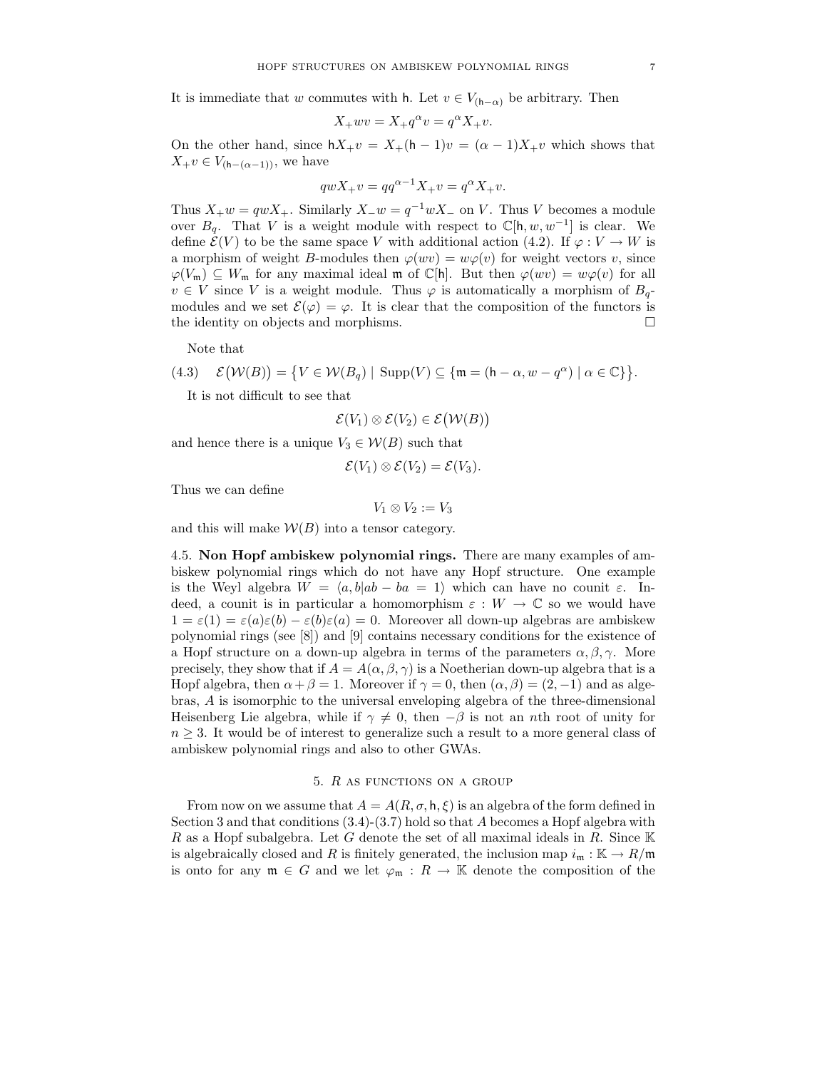It is immediate that $w$ commutes with $\mathsf{h}$. Let $v \in V_{(\mathsf{h}-\alpha)}$ be arbitrary. Then

$$X_+ w v = X_+ q^\alpha v = q^\alpha X_+ v.$$

On the other hand, since $\mathsf{h} X_+ v = X_+(\mathsf{h}-1)v = (\alpha-1)X_+ v$ which shows that $X_+ v \in V_{(\mathsf{h}-(\alpha-1))}$, we have

$$q w X_+ v = q q^{\alpha-1} X_+ v = q^\alpha X_+ v.$$

Thus $X_+ w = q w X_+$. Similarly $X_- w = q^{-1} w X_-$ on $V$. Thus $V$ becomes a module over $B_q$. That $V$ is a weight module with respect to $\mathbb{C}[\mathsf{h}, w, w^{-1}]$ is clear. We define $\mathcal{E}(V)$ to be the same space $V$ with additional action (4.2). If $\varphi : V \to W$ is a morphism of weight $B$-modules then $\varphi(wv) = w\varphi(v)$ for weight vectors $v$, since $\varphi(V_\mathfrak{m}) \subseteq W_\mathfrak{m}$ for any maximal ideal $\mathfrak{m}$ of $\mathbb{C}[\mathsf{h}]$. But then $\varphi(wv) = w\varphi(v)$ for all $v \in V$ since $V$ is a weight module. Thus $\varphi$ is automatically a morphism of $B_q$-modules and we set $\mathcal{E}(\varphi) = \varphi$. It is clear that the composition of the functors is the identity on objects and morphisms. $\square$

Note that

$$\mathcal{E}\big(\mathcal{W}(B)\big) = \big\{ V \in \mathcal{W}(B_q) \mid \operatorname{Supp}(V) \subseteq \{\mathfrak{m} = (\mathsf{h}-\alpha, w - q^\alpha) \mid \alpha \in \mathbb{C}\}\big\}. \tag{4.3}$$

It is not difficult to see that

$$\mathcal{E}(V_1) \otimes \mathcal{E}(V_2) \in \mathcal{E}\big(\mathcal{W}(B)\big)$$

and hence there is a unique $V_3 \in \mathcal{W}(B)$ such that

$$\mathcal{E}(V_1) \otimes \mathcal{E}(V_2) = \mathcal{E}(V_3).$$

Thus we can define

$$V_1 \otimes V_2 := V_3$$

and this will make $\mathcal{W}(B)$ into a tensor category.

**4.5. Non Hopf ambiskew polynomial rings.** There are many examples of ambiskew polynomial rings which do not have any Hopf structure. One example is the Weyl algebra $W = \langle a, b | ab - ba = 1\rangle$ which can have no counit $\varepsilon$. Indeed, a counit is in particular a homomorphism $\varepsilon : W \to \mathbb{C}$ so we would have $1 = \varepsilon(1) = \varepsilon(a)\varepsilon(b) - \varepsilon(b)\varepsilon(a) = 0$. Moreover all down-up algebras are ambiskew polynomial rings (see [8]) and [9] contains necessary conditions for the existence of a Hopf structure on a down-up algebra in terms of the parameters $\alpha, \beta, \gamma$. More precisely, they show that if $A = A(\alpha, \beta, \gamma)$ is a Noetherian down-up algebra that is a Hopf algebra, then $\alpha + \beta = 1$. Moreover if $\gamma = 0$, then $(\alpha, \beta) = (2, -1)$ and as algebras, $A$ is isomorphic to the universal enveloping algebra of the three-dimensional Heisenberg Lie algebra, while if $\gamma \neq 0$, then $-\beta$ is not an $n$th root of unity for $n \geq 3$. It would be of interest to generalize such a result to a more general class of ambiskew polynomial rings and also to other GWAs.

## 5. $R$ as functions on a group

From now on we assume that $A = A(R, \sigma, \mathsf{h}, \xi)$ is an algebra of the form defined in Section 3 and that conditions (3.4)-(3.7) hold so that $A$ becomes a Hopf algebra with $R$ as a Hopf subalgebra. Let $G$ denote the set of all maximal ideals in $R$. Since $\mathbb{K}$ is algebraically closed and $R$ is finitely generated, the inclusion map $i_\mathfrak{m} : \mathbb{K} \to R/\mathfrak{m}$ is onto for any $\mathfrak{m} \in G$ and we let $\varphi_\mathfrak{m} : R \to \mathbb{K}$ denote the composition of the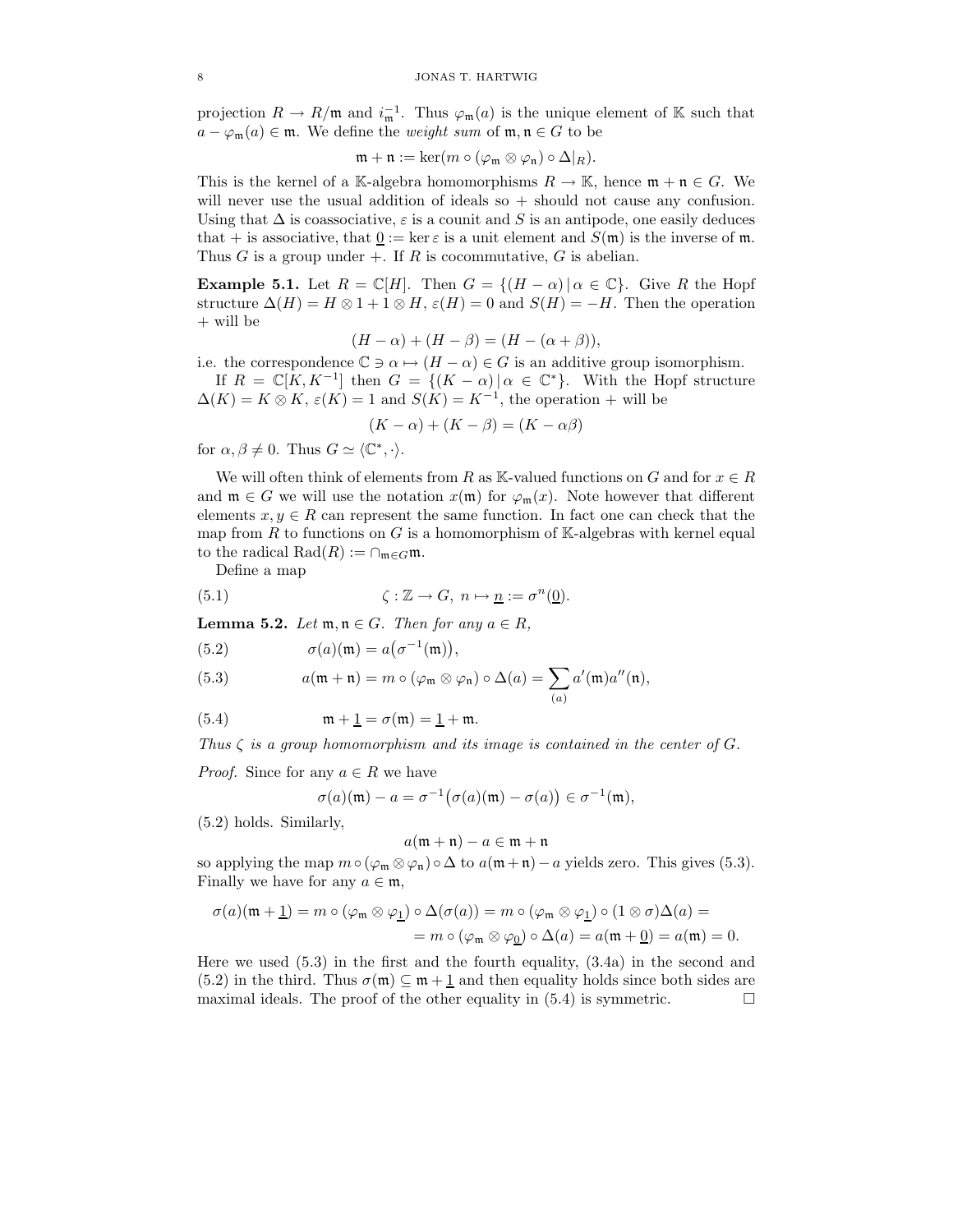projection $R \to R/\mathfrak{m}$ and $i_\mathfrak{m}^{-1}$. Thus $\varphi_\mathfrak{m}(a)$ is the unique element of $\mathbb{K}$ such that $a - \varphi_\mathfrak{m}(a) \in \mathfrak{m}$. We define the *weight sum* of $\mathfrak{m}, \mathfrak{n} \in G$ to be

$$\mathfrak{m} + \mathfrak{n} := \ker(m \circ (\varphi_\mathfrak{m} \otimes \varphi_\mathfrak{n}) \circ \Delta|_R).$$

This is the kernel of a $\mathbb{K}$-algebra homomorphisms $R \to \mathbb{K}$, hence $\mathfrak{m} + \mathfrak{n} \in G$. We will never use the usual addition of ideals so + should not cause any confusion. Using that $\Delta$ is coassociative, $\varepsilon$ is a counit and $S$ is an antipode, one easily deduces that + is associative, that $\underline{0} := \ker \varepsilon$ is a unit element and $S(\mathfrak{m})$ is the inverse of $\mathfrak{m}$. Thus $G$ is a group under +. If $R$ is cocommutative, $G$ is abelian.

**Example 5.1.** Let $R = \mathbb{C}[H]$. Then $G = \{(H - \alpha) \,|\, \alpha \in \mathbb{C}\}$. Give $R$ the Hopf structure $\Delta(H) = H \otimes 1 + 1 \otimes H$, $\varepsilon(H) = 0$ and $S(H) = -H$. Then the operation + will be

$$(H - \alpha) + (H - \beta) = (H - (\alpha + \beta)),$$

i.e. the correspondence $\mathbb{C} \ni \alpha \mapsto (H - \alpha) \in G$ is an additive group isomorphism.

If $R = \mathbb{C}[K, K^{-1}]$ then $G = \{(K - \alpha) \,|\, \alpha \in \mathbb{C}^*\}$. With the Hopf structure $\Delta(K) = K \otimes K$, $\varepsilon(K) = 1$ and $S(K) = K^{-1}$, the operation + will be

$$(K - \alpha) + (K - \beta) = (K - \alpha\beta)$$

for $\alpha, \beta \neq 0$. Thus $G \simeq \langle \mathbb{C}^*, \cdot \rangle$.

We will often think of elements from $R$ as $\mathbb{K}$-valued functions on $G$ and for $x \in R$ and $\mathfrak{m} \in G$ we will use the notation $x(\mathfrak{m})$ for $\varphi_\mathfrak{m}(x)$. Note however that different elements $x, y \in R$ can represent the same function. In fact one can check that the map from $R$ to functions on $G$ is a homomorphism of $\mathbb{K}$-algebras with kernel equal to the radical $\mathrm{Rad}(R) := \cap_{\mathfrak{m} \in G} \mathfrak{m}$.

Define a map

$$\zeta : \mathbb{Z} \to G, \; n \mapsto \underline{n} := \sigma^n(\underline{0}). \tag{5.1}$$

**Lemma 5.2.** *Let $\mathfrak{m}, \mathfrak{n} \in G$. Then for any $a \in R$,*

$$\sigma(a)(\mathfrak{m}) = a\big(\sigma^{-1}(\mathfrak{m})\big), \tag{5.2}$$

$$a(\mathfrak{m} + \mathfrak{n}) = m \circ (\varphi_\mathfrak{m} \otimes \varphi_\mathfrak{n}) \circ \Delta(a) = \sum_{(a)} a'(\mathfrak{m}) a''(\mathfrak{n}), \tag{5.3}$$

$$\mathfrak{m} + \underline{1} = \sigma(\mathfrak{m}) = \underline{1} + \mathfrak{m}. \tag{5.4}$$

*Thus $\zeta$ is a group homomorphism and its image is contained in the center of $G$.*

*Proof.* Since for any $a \in R$ we have

$$\sigma(a)(\mathfrak{m}) - a = \sigma^{-1}\big(\sigma(a)(\mathfrak{m}) - \sigma(a)\big) \in \sigma^{-1}(\mathfrak{m}),$$

(5.2) holds. Similarly,

$$a(\mathfrak{m} + \mathfrak{n}) - a \in \mathfrak{m} + \mathfrak{n}$$

so applying the map $m \circ (\varphi_\mathfrak{m} \otimes \varphi_\mathfrak{n}) \circ \Delta$ to $a(\mathfrak{m} + \mathfrak{n}) - a$ yields zero. This gives (5.3). Finally we have for any $a \in \mathfrak{m}$,

$$\begin{aligned} \sigma(a)(\mathfrak{m} + \underline{1}) = m \circ (\varphi_\mathfrak{m} \otimes \varphi_{\underline{1}}) \circ \Delta(\sigma(a)) = m \circ (\varphi_\mathfrak{m} \otimes \varphi_{\underline{1}}) \circ (1 \otimes \sigma)\Delta(a) = \\ = m \circ (\varphi_\mathfrak{m} \otimes \varphi_{\underline{0}}) \circ \Delta(a) = a(\mathfrak{m} + \underline{0}) = a(\mathfrak{m}) = 0. \end{aligned}$$

Here we used (5.3) in the first and the fourth equality, (3.4a) in the second and (5.2) in the third. Thus $\sigma(\mathfrak{m}) \subseteq \mathfrak{m} + \underline{1}$ and then equality holds since both sides are maximal ideals. The proof of the other equality in (5.4) is symmetric. $\square$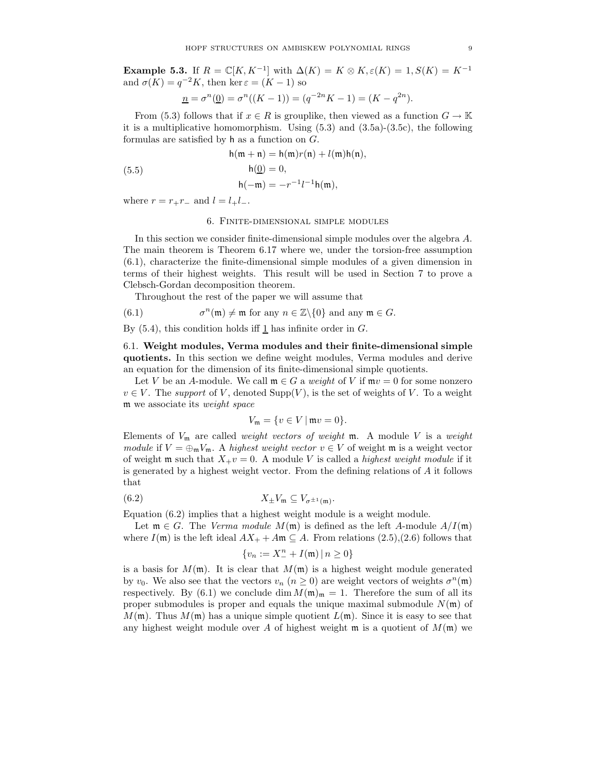**Example 5.3.** If $R = \mathbb{C}[K, K^{-1}]$ with $\Delta(K) = K \otimes K, \varepsilon(K) = 1, S(K) = K^{-1}$ and $\sigma(K) = q^{-2}K$, then $\ker \varepsilon = (K - 1)$ so

$$\underline{n} = \sigma^n(\underline{0}) = \sigma^n((K-1)) = (q^{-2n}K - 1) = (K - q^{2n}).$$

From (5.3) follows that if $x \in R$ is grouplike, then viewed as a function $G \to \mathbb{K}$ it is a multiplicative homomorphism. Using (5.3) and (3.5a)-(3.5c), the following formulas are satisfied by $\mathsf{h}$ as a function on $G$.

$$\begin{aligned} \mathsf{h}(\mathfrak{m} + \mathfrak{n}) &= \mathsf{h}(\mathfrak{m})r(\mathfrak{n}) + l(\mathfrak{m})\mathsf{h}(\mathfrak{n}), \\ \mathsf{h}(\underline{0}) &= 0, \\ \mathsf{h}(-\mathfrak{m}) &= -r^{-1}l^{-1}\mathsf{h}(\mathfrak{m}), \end{aligned} \tag{5.5}$$

where $r = r_+ r_-$ and $l = l_+ l_-$.

## 6. Finite-dimensional simple modules

In this section we consider finite-dimensional simple modules over the algebra $A$. The main theorem is Theorem 6.17 where we, under the torsion-free assumption (6.1), characterize the finite-dimensional simple modules of a given dimension in terms of their highest weights. This result will be used in Section 7 to prove a Clebsch-Gordan decomposition theorem.

Throughout the rest of the paper we will assume that

$$\sigma^n(\mathfrak{m}) \neq \mathfrak{m} \text{ for any } n \in \mathbb{Z}\backslash\{0\} \text{ and any } \mathfrak{m} \in G. \tag{6.1}$$

By (5.4), this condition holds iff $\underline{1}$ has infinite order in $G$.

### 6.1. Weight modules, Verma modules and their finite-dimensional simple quotients.

In this section we define weight modules, Verma modules and derive an equation for the dimension of its finite-dimensional simple quotients.

Let $V$ be an $A$-module. We call $\mathfrak{m} \in G$ a *weight* of $V$ if $\mathfrak{m}v = 0$ for some nonzero $v \in V$. The *support* of $V$, denoted $\mathrm{Supp}(V)$, is the set of weights of $V$. To a weight $\mathfrak{m}$ we associate its *weight space*

$$V_{\mathfrak{m}} = \{v \in V \mid \mathfrak{m}v = 0\}.$$

Elements of $V_{\mathfrak{m}}$ are called *weight vectors of weight* $\mathfrak{m}$. A module $V$ is a *weight module* if $V = \oplus_{\mathfrak{m}} V_{\mathfrak{m}}$. A *highest weight vector* $v \in V$ of weight $\mathfrak{m}$ is a weight vector of weight $\mathfrak{m}$ such that $X_+ v = 0$. A module $V$ is called a *highest weight module* if it is generated by a highest weight vector. From the defining relations of $A$ it follows that

$$X_{\pm} V_{\mathfrak{m}} \subseteq V_{\sigma^{\pm 1}(\mathfrak{m})}. \tag{6.2}$$

Equation (6.2) implies that a highest weight module is a weight module.

Let $\mathfrak{m} \in G$. The *Verma module* $M(\mathfrak{m})$ is defined as the left $A$-module $A/I(\mathfrak{m})$ where $I(\mathfrak{m})$ is the left ideal $AX_+ + A\mathfrak{m} \subseteq A$. From relations (2.5),(2.6) follows that

$$\{v_n := X_-^n + I(\mathfrak{m}) \mid n \geq 0\}$$

is a basis for $M(\mathfrak{m})$. It is clear that $M(\mathfrak{m})$ is a highest weight module generated by $v_0$. We also see that the vectors $v_n$ $(n \geq 0)$ are weight vectors of weights $\sigma^n(\mathfrak{m})$ respectively. By (6.1) we conclude $\dim M(\mathfrak{m})_{\mathfrak{m}} = 1$. Therefore the sum of all its proper submodules is proper and equals the unique maximal submodule $N(\mathfrak{m})$ of $M(\mathfrak{m})$. Thus $M(\mathfrak{m})$ has a unique simple quotient $L(\mathfrak{m})$. Since it is easy to see that any highest weight module over $A$ of highest weight $\mathfrak{m}$ is a quotient of $M(\mathfrak{m})$ we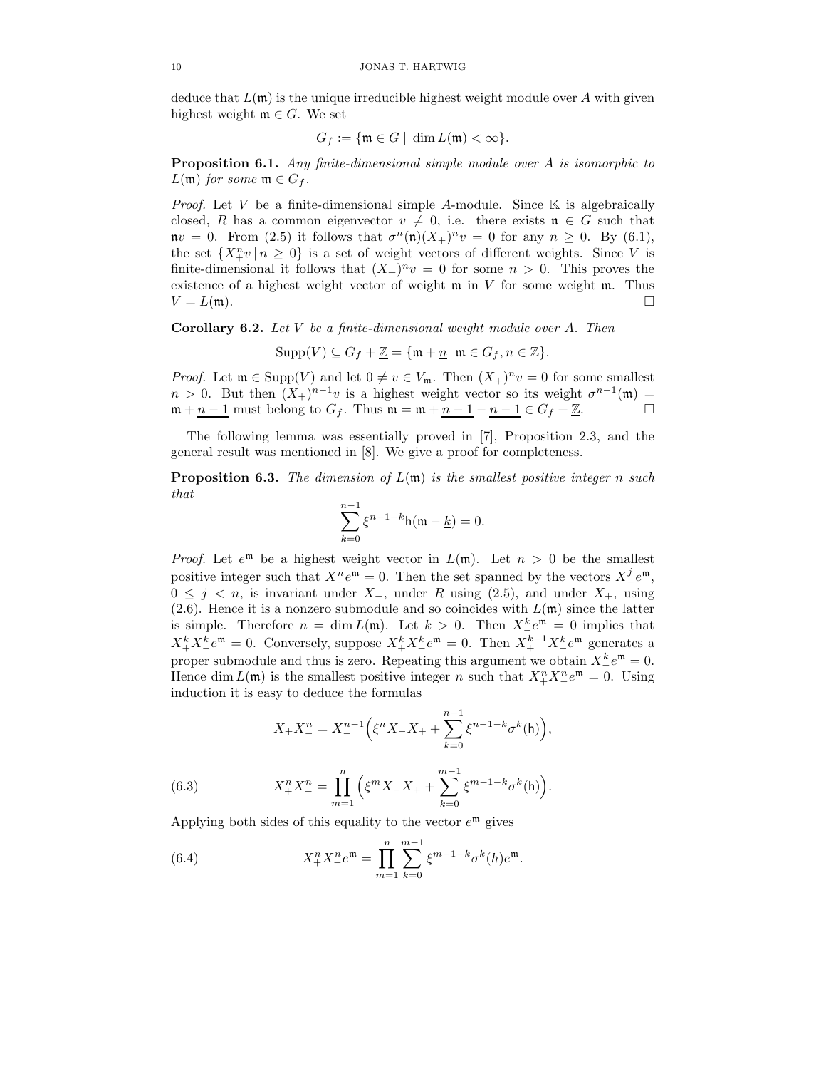deduce that $L(\mathfrak{m})$ is the unique irreducible highest weight module over $A$ with given highest weight $\mathfrak{m} \in G$. We set

$$G_f := \{\mathfrak{m} \in G \mid \dim L(\mathfrak{m}) < \infty\}.$$

**Proposition 6.1.** *Any finite-dimensional simple module over $A$ is isomorphic to $L(\mathfrak{m})$ for some $\mathfrak{m} \in G_f$.*

*Proof.* Let $V$ be a finite-dimensional simple $A$-module. Since $\mathbb{K}$ is algebraically closed, $R$ has a common eigenvector $v \neq 0$, i.e. there exists $\mathfrak{n} \in G$ such that $\mathfrak{n}v = 0$. From (2.5) it follows that $\sigma^n(\mathfrak{n})(X_+)^n v = 0$ for any $n \geq 0$. By (6.1), the set $\{X_+^n v \mid n \geq 0\}$ is a set of weight vectors of different weights. Since $V$ is finite-dimensional it follows that $(X_+)^n v = 0$ for some $n > 0$. This proves the existence of a highest weight vector of weight $\mathfrak{m}$ in $V$ for some weight $\mathfrak{m}$. Thus $V = L(\mathfrak{m})$. □

**Corollary 6.2.** *Let $V$ be a finite-dimensional weight module over $A$. Then*

$$\operatorname{Supp}(V) \subseteq G_f + \underline{\mathbb{Z}} = \{\mathfrak{m} + \underline{n} \mid \mathfrak{m} \in G_f, n \in \mathbb{Z}\}.$$

*Proof.* Let $\mathfrak{m} \in \operatorname{Supp}(V)$ and let $0 \neq v \in V_{\mathfrak{m}}$. Then $(X_+)^n v = 0$ for some smallest $n > 0$. But then $(X_+)^{n-1} v$ is a highest weight vector so its weight $\sigma^{n-1}(\mathfrak{m}) = \mathfrak{m} + \underline{n-1}$ must belong to $G_f$. Thus $\mathfrak{m} = \mathfrak{m} + \underline{n-1} - \underline{n-1} \in G_f + \underline{\mathbb{Z}}$. □

The following lemma was essentially proved in [7], Proposition 2.3, and the general result was mentioned in [8]. We give a proof for completeness.

**Proposition 6.3.** *The dimension of $L(\mathfrak{m})$ is the smallest positive integer $n$ such that*

$$\sum_{k=0}^{n-1} \xi^{n-1-k} \mathsf{h}(\mathfrak{m} - \underline{k}) = 0.$$

*Proof.* Let $e^{\mathfrak{m}}$ be a highest weight vector in $L(\mathfrak{m})$. Let $n > 0$ be the smallest positive integer such that $X_-^n e^{\mathfrak{m}} = 0$. Then the set spanned by the vectors $X_-^j e^{\mathfrak{m}}$, $0 \leq j < n$, is invariant under $X_-$, under $R$ using (2.5), and under $X_+$, using (2.6). Hence it is a nonzero submodule and so coincides with $L(\mathfrak{m})$ since the latter is simple. Therefore $n = \dim L(\mathfrak{m})$. Let $k > 0$. Then $X_-^k e^{\mathfrak{m}} = 0$ implies that $X_+^k X_-^k e^{\mathfrak{m}} = 0$. Conversely, suppose $X_+^k X_-^k e^{\mathfrak{m}} = 0$. Then $X_+^{k-1} X_-^k e^{\mathfrak{m}}$ generates a proper submodule and thus is zero. Repeating this argument we obtain $X_-^k e^{\mathfrak{m}} = 0$. Hence $\dim L(\mathfrak{m})$ is the smallest positive integer $n$ such that $X_+^n X_-^n e^{\mathfrak{m}} = 0$. Using induction it is easy to deduce the formulas

$$X_+ X_-^n = X_-^{n-1} \Big( \xi^n X_- X_+ + \sum_{k=0}^{n-1} \xi^{n-1-k} \sigma^k(\mathsf{h}) \Big),$$

$$X_+^n X_-^n = \prod_{m=1}^{n} \Big( \xi^m X_- X_+ + \sum_{k=0}^{m-1} \xi^{m-1-k} \sigma^k(\mathsf{h}) \Big). \tag{6.3}$$

Applying both sides of this equality to the vector $e^{\mathfrak{m}}$ gives

$$X_+^n X_-^n e^{\mathfrak{m}} = \prod_{m=1}^{n} \sum_{k=0}^{m-1} \xi^{m-1-k} \sigma^k(h) e^{\mathfrak{m}}. \tag{6.4}$$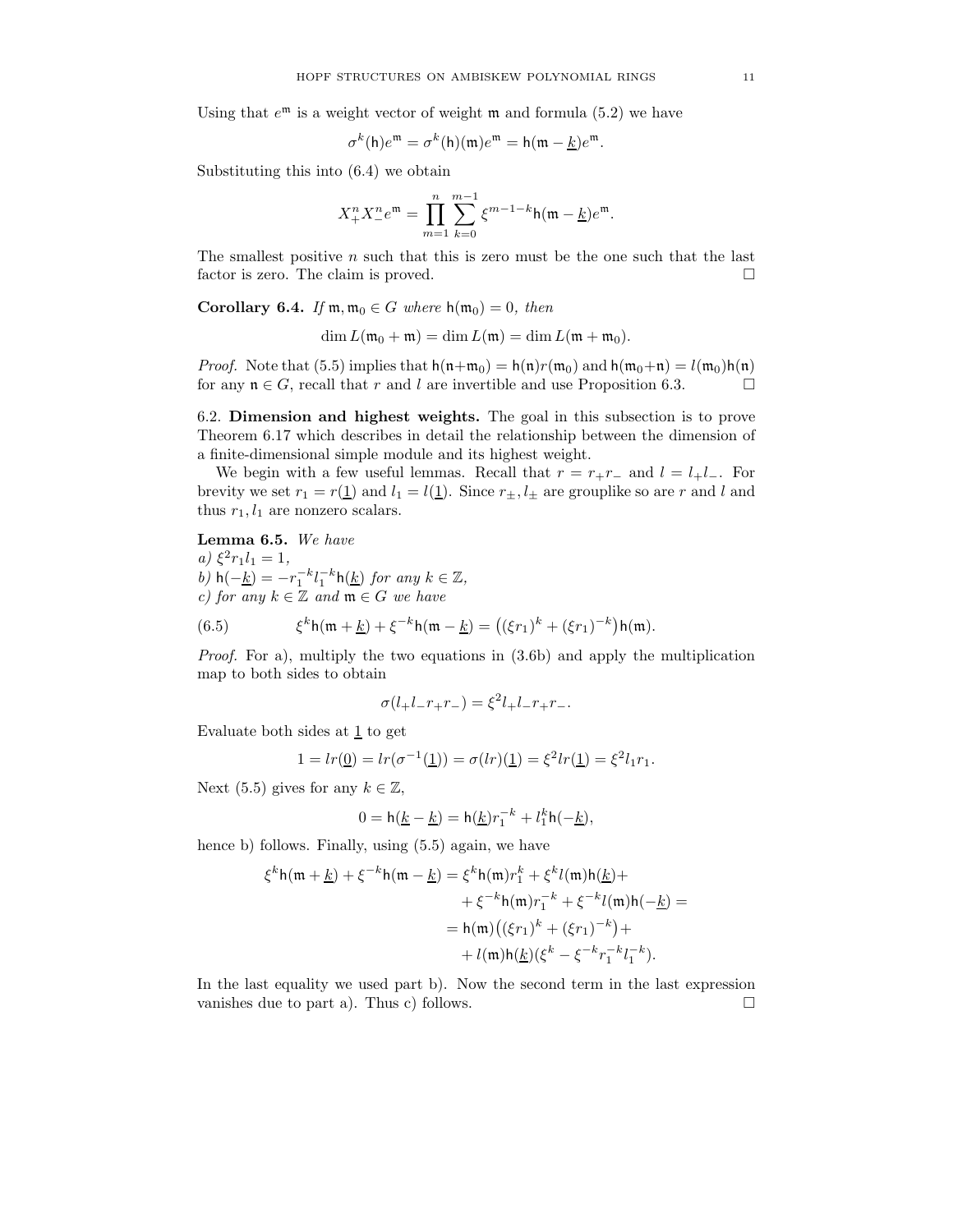Using that $e^{\mathfrak{m}}$ is a weight vector of weight $\mathfrak{m}$ and formula (5.2) we have

$$\sigma^k(\mathsf{h})e^{\mathfrak{m}} = \sigma^k(\mathsf{h})(\mathfrak{m})e^{\mathfrak{m}} = \mathsf{h}(\mathfrak{m} - \underline{k})e^{\mathfrak{m}}.$$

Substituting this into (6.4) we obtain

$$X_+^n X_-^n e^{\mathfrak{m}} = \prod_{m=1}^{n} \sum_{k=0}^{m-1} \xi^{m-1-k}\mathsf{h}(\mathfrak{m} - \underline{k})e^{\mathfrak{m}}.$$

The smallest positive $n$ such that this is zero must be the one such that the last factor is zero. The claim is proved. $\square$

**Corollary 6.4.** *If $\mathfrak{m}, \mathfrak{m}_0 \in G$ where $\mathsf{h}(\mathfrak{m}_0) = 0$, then*

$$\dim L(\mathfrak{m}_0 + \mathfrak{m}) = \dim L(\mathfrak{m}) = \dim L(\mathfrak{m} + \mathfrak{m}_0).$$

*Proof.* Note that (5.5) implies that $\mathsf{h}(\mathfrak{n}+\mathfrak{m}_0) = \mathsf{h}(\mathfrak{n})r(\mathfrak{m}_0)$ and $\mathsf{h}(\mathfrak{m}_0+\mathfrak{n}) = l(\mathfrak{m}_0)\mathsf{h}(\mathfrak{n})$ for any $\mathfrak{n} \in G$, recall that $r$ and $l$ are invertible and use Proposition 6.3. $\square$

6.2. **Dimension and highest weights.** The goal in this subsection is to prove Theorem 6.17 which describes in detail the relationship between the dimension of a finite-dimensional simple module and its highest weight.

We begin with a few useful lemmas. Recall that $r = r_+ r_-$ and $l = l_+ l_-$. For brevity we set $r_1 = r(\underline{1})$ and $l_1 = l(\underline{1})$. Since $r_\pm, l_\pm$ are grouplike so are $r$ and $l$ and thus $r_1, l_1$ are nonzero scalars.

**Lemma 6.5.** *We have*
*a) $\xi^2 r_1 l_1 = 1$,*
*b) $\mathsf{h}(-\underline{k}) = -r_1^{-k} l_1^{-k}\mathsf{h}(\underline{k})$ for any $k \in \mathbb{Z}$,*
*c) for any $k \in \mathbb{Z}$ and $\mathfrak{m} \in G$ we have*

$$\xi^k \mathsf{h}(\mathfrak{m} + \underline{k}) + \xi^{-k}\mathsf{h}(\mathfrak{m} - \underline{k}) = \big((\xi r_1)^k + (\xi r_1)^{-k}\big)\mathsf{h}(\mathfrak{m}). \tag{6.5}$$

*Proof.* For a), multiply the two equations in (3.6b) and apply the multiplication map to both sides to obtain

$$\sigma(l_+ l_- r_+ r_-) = \xi^2 l_+ l_- r_+ r_-.$$

Evaluate both sides at $\underline{1}$ to get

$$1 = lr(\underline{0}) = lr(\sigma^{-1}(\underline{1})) = \sigma(lr)(\underline{1}) = \xi^2 lr(\underline{1}) = \xi^2 l_1 r_1.$$

Next (5.5) gives for any $k \in \mathbb{Z}$,

$$0 = \mathsf{h}(\underline{k} - \underline{k}) = \mathsf{h}(\underline{k})r_1^{-k} + l_1^k \mathsf{h}(-\underline{k}),$$

hence b) follows. Finally, using (5.5) again, we have

$$\begin{aligned}
\xi^k \mathsf{h}(\mathfrak{m} + \underline{k}) + \xi^{-k}\mathsf{h}(\mathfrak{m} - \underline{k}) &= \xi^k \mathsf{h}(\mathfrak{m})r_1^k + \xi^k l(\mathfrak{m})\mathsf{h}(\underline{k}) + \\
&\quad + \xi^{-k}\mathsf{h}(\mathfrak{m})r_1^{-k} + \xi^{-k} l(\mathfrak{m})\mathsf{h}(-\underline{k}) = \\
&= \mathsf{h}(\mathfrak{m})\big((\xi r_1)^k + (\xi r_1)^{-k}\big) + \\
&\quad + l(\mathfrak{m})\mathsf{h}(\underline{k})(\xi^k - \xi^{-k} r_1^{-k} l_1^{-k}).
\end{aligned}$$

In the last equality we used part b). Now the second term in the last expression vanishes due to part a). Thus c) follows. $\square$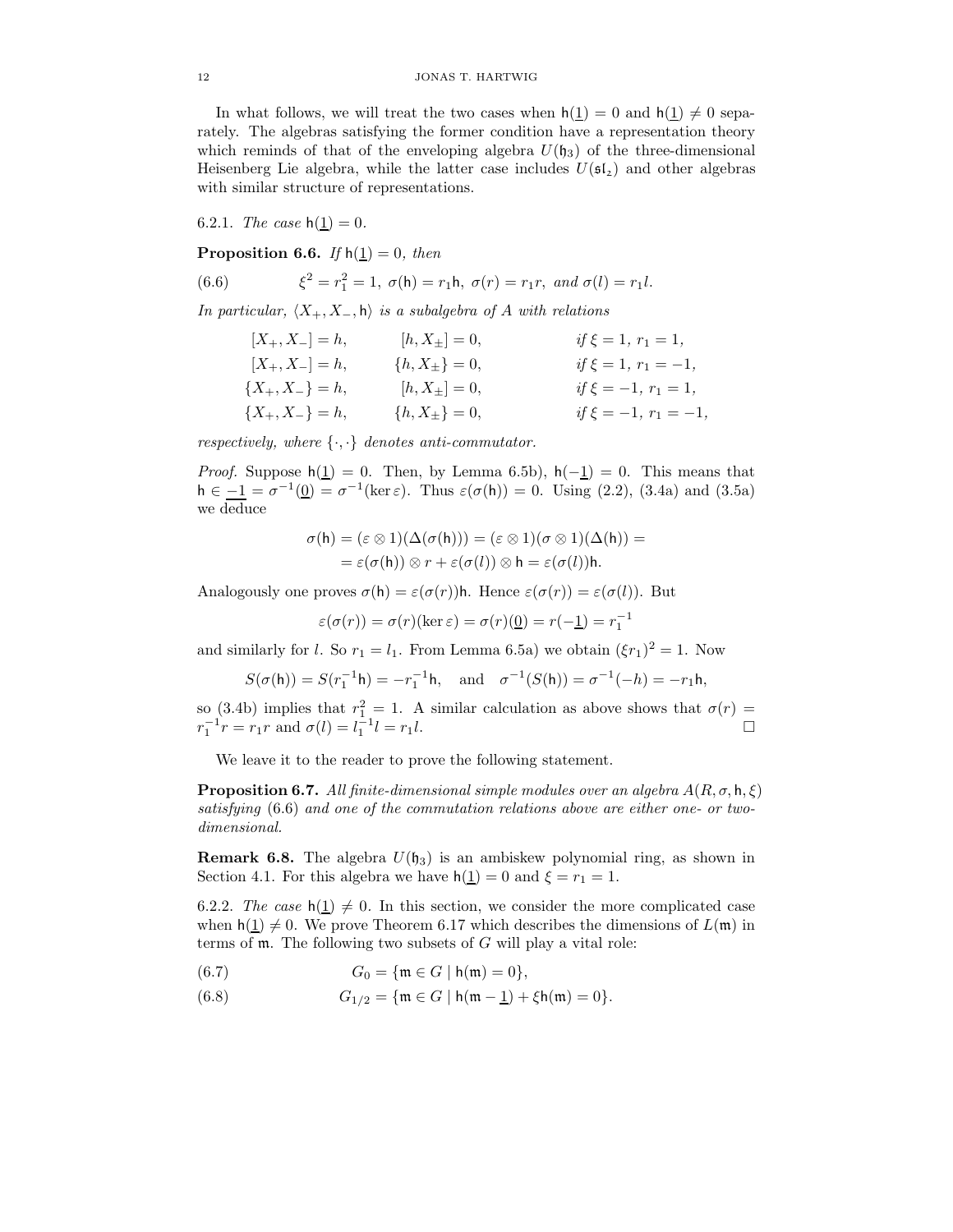In what follows, we will treat the two cases when $\mathsf{h}(\underline{1}) = 0$ and $\mathsf{h}(\underline{1}) \neq 0$ separately. The algebras satisfying the former condition have a representation theory which reminds of that of the enveloping algebra $U(\mathfrak{h}_3)$ of the three-dimensional Heisenberg Lie algebra, while the latter case includes $U(\mathfrak{sl}_2)$ and other algebras with similar structure of representations.

6.2.1. *The case* $\mathsf{h}(\underline{1}) = 0$.

**Proposition 6.6.** *If* $\mathsf{h}(\underline{1}) = 0$*, then*

$$\xi^2 = r_1^2 = 1,\ \sigma(\mathsf{h}) = r_1\mathsf{h},\ \sigma(r) = r_1 r,\ \text{and } \sigma(l) = r_1 l. \tag{6.6}$$

*In particular,* $\langle X_+, X_-, \mathsf{h}\rangle$ *is a subalgebra of* $A$ *with relations*

$$\begin{aligned}
&[X_+, X_-] = h, && [h, X_\pm] = 0, && \text{if } \xi = 1,\ r_1 = 1,\\
&[X_+, X_-] = h, && \{h, X_\pm\} = 0, && \text{if } \xi = 1,\ r_1 = -1,\\
&\{X_+, X_-\} = h, && [h, X_\pm] = 0, && \text{if } \xi = -1,\ r_1 = 1,\\
&\{X_+, X_-\} = h, && \{h, X_\pm\} = 0, && \text{if } \xi = -1,\ r_1 = -1,
\end{aligned}$$

*respectively, where* $\{\cdot,\cdot\}$ *denotes anti-commutator.*

*Proof.* Suppose $\mathsf{h}(\underline{1}) = 0$. Then, by Lemma 6.5b), $\mathsf{h}(-\underline{1}) = 0$. This means that $\mathsf{h} \in \underline{-1} = \sigma^{-1}(\underline{0}) = \sigma^{-1}(\ker\varepsilon)$. Thus $\varepsilon(\sigma(\mathsf{h})) = 0$. Using (2.2), (3.4a) and (3.5a) we deduce

$$\begin{aligned}
\sigma(\mathsf{h}) &= (\varepsilon\otimes 1)(\Delta(\sigma(\mathsf{h}))) = (\varepsilon\otimes 1)(\sigma\otimes 1)(\Delta(\mathsf{h})) =\\
&= \varepsilon(\sigma(\mathsf{h}))\otimes r + \varepsilon(\sigma(l))\otimes \mathsf{h} = \varepsilon(\sigma(l))\mathsf{h}.
\end{aligned}$$

Analogously one proves $\sigma(\mathsf{h}) = \varepsilon(\sigma(r))\mathsf{h}$. Hence $\varepsilon(\sigma(r)) = \varepsilon(\sigma(l))$. But

$$\varepsilon(\sigma(r)) = \sigma(r)(\ker\varepsilon) = \sigma(r)(\underline{0}) = r(-\underline{1}) = r_1^{-1}$$

and similarly for $l$. So $r_1 = l_1$. From Lemma 6.5a) we obtain $(\xi r_1)^2 = 1$. Now

$$S(\sigma(\mathsf{h})) = S(r_1^{-1}\mathsf{h}) = -r_1^{-1}\mathsf{h}, \quad \text{and} \quad \sigma^{-1}(S(\mathsf{h})) = \sigma^{-1}(-h) = -r_1\mathsf{h},$$

so (3.4b) implies that $r_1^2 = 1$. A similar calculation as above shows that $\sigma(r) = r_1^{-1}r = r_1 r$ and $\sigma(l) = l_1^{-1}l = r_1 l$. □

We leave it to the reader to prove the following statement.

**Proposition 6.7.** *All finite-dimensional simple modules over an algebra* $A(R, \sigma, \mathsf{h}, \xi)$ *satisfying* (6.6) *and one of the commutation relations above are either one- or two-dimensional.*

**Remark 6.8.** The algebra $U(\mathfrak{h}_3)$ is an ambiskew polynomial ring, as shown in Section 4.1. For this algebra we have $\mathsf{h}(\underline{1}) = 0$ and $\xi = r_1 = 1$.

6.2.2. *The case* $\mathsf{h}(\underline{1}) \neq 0$. In this section, we consider the more complicated case when $\mathsf{h}(\underline{1}) \neq 0$. We prove Theorem 6.17 which describes the dimensions of $L(\mathfrak{m})$ in terms of $\mathfrak{m}$. The following two subsets of $G$ will play a vital role:

$$G_0 = \{\mathfrak{m} \in G \mid \mathsf{h}(\mathfrak{m}) = 0\}, \tag{6.7}$$

$$G_{1/2} = \{\mathfrak{m} \in G \mid \mathsf{h}(\mathfrak{m} - \underline{1}) + \xi\mathsf{h}(\mathfrak{m}) = 0\}. \tag{6.8}$$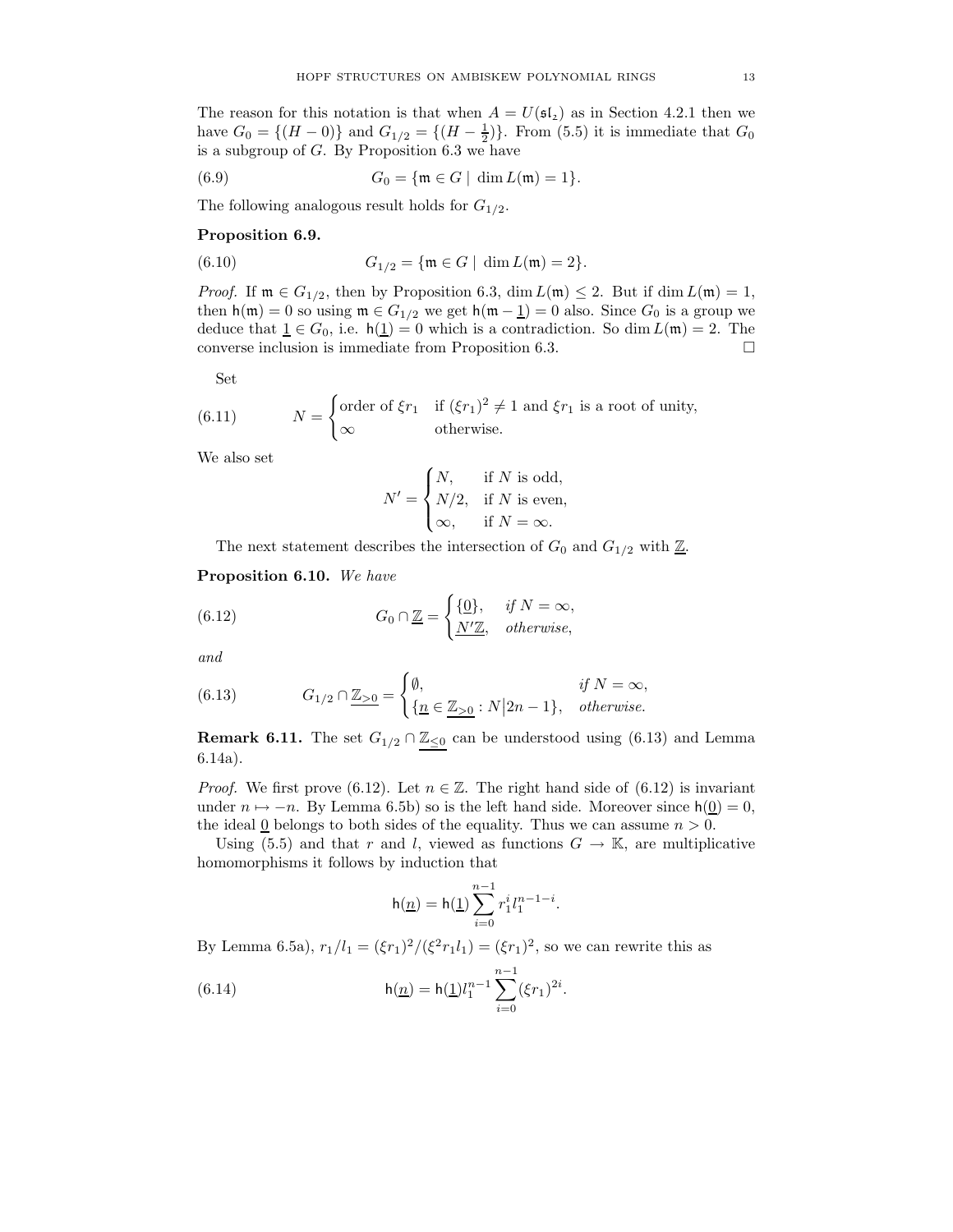The reason for this notation is that when $A = U(\mathfrak{sl}_2)$ as in Section 4.2.1 then we have $G_0 = \{(H - 0)\}$ and $G_{1/2} = \{(H - \frac{1}{2})\}$. From (5.5) it is immediate that $G_0$ is a subgroup of $G$. By Proposition 6.3 we have

$$G_0 = \{\mathfrak{m} \in G \mid \dim L(\mathfrak{m}) = 1\}. \tag{6.9}$$

The following analogous result holds for $G_{1/2}$.

**Proposition 6.9.**

$$G_{1/2} = \{\mathfrak{m} \in G \mid \dim L(\mathfrak{m}) = 2\}. \tag{6.10}$$

*Proof.* If $\mathfrak{m} \in G_{1/2}$, then by Proposition 6.3, $\dim L(\mathfrak{m}) \leq 2$. But if $\dim L(\mathfrak{m}) = 1$, then $\mathsf{h}(\mathfrak{m}) = 0$ so using $\mathfrak{m} \in G_{1/2}$ we get $\mathsf{h}(\mathfrak{m} - \underline{1}) = 0$ also. Since $G_0$ is a group we deduce that $\underline{1} \in G_0$, i.e. $\mathsf{h}(\underline{1}) = 0$ which is a contradiction. So $\dim L(\mathfrak{m}) = 2$. The converse inclusion is immediate from Proposition 6.3. $\square$

Set

$$N = \begin{cases} \text{order of } \xi r_1 & \text{if } (\xi r_1)^2 \neq 1 \text{ and } \xi r_1 \text{ is a root of unity,} \\ \infty & \text{otherwise.} \end{cases} \tag{6.11}$$

We also set

$$N' = \begin{cases} N, & \text{if } N \text{ is odd,} \\ N/2, & \text{if } N \text{ is even,} \\ \infty, & \text{if } N = \infty. \end{cases}$$

The next statement describes the intersection of $G_0$ and $G_{1/2}$ with $\underline{\mathbb{Z}}$.

**Proposition 6.10.** *We have*

$$G_0 \cap \underline{\mathbb{Z}} = \begin{cases} \{\underline{0}\}, & \text{if } N = \infty, \\ \underline{N'\mathbb{Z}}, & \text{otherwise,} \end{cases} \tag{6.12}$$

*and*

$$G_{1/2} \cap \underline{\mathbb{Z}_{>0}} = \begin{cases} \emptyset, & \text{if } N = \infty, \\ \{\underline{n} \in \underline{\mathbb{Z}_{>0}} : N \big| 2n - 1\}, & \text{otherwise.} \end{cases} \tag{6.13}$$

**Remark 6.11.** The set $G_{1/2} \cap \underline{\mathbb{Z}_{\leq 0}}$ can be understood using (6.13) and Lemma 6.14a).

*Proof.* We first prove (6.12). Let $n \in \mathbb{Z}$. The right hand side of (6.12) is invariant under $n \mapsto -n$. By Lemma 6.5b) so is the left hand side. Moreover since $\mathsf{h}(\underline{0}) = 0$, the ideal $\underline{0}$ belongs to both sides of the equality. Thus we can assume $n > 0$.

Using (5.5) and that $r$ and $l$, viewed as functions $G \to \mathbb{K}$, are multiplicative homomorphisms it follows by induction that

$$\mathsf{h}(\underline{n}) = \mathsf{h}(\underline{1}) \sum_{i=0}^{n-1} r_1^i l_1^{n-1-i}.$$

By Lemma 6.5a), $r_1/l_1 = (\xi r_1)^2/(\xi^2 r_1 l_1) = (\xi r_1)^2$, so we can rewrite this as

$$\mathsf{h}(\underline{n}) = \mathsf{h}(\underline{1}) l_1^{n-1} \sum_{i=0}^{n-1} (\xi r_1)^{2i}. \tag{6.14}$$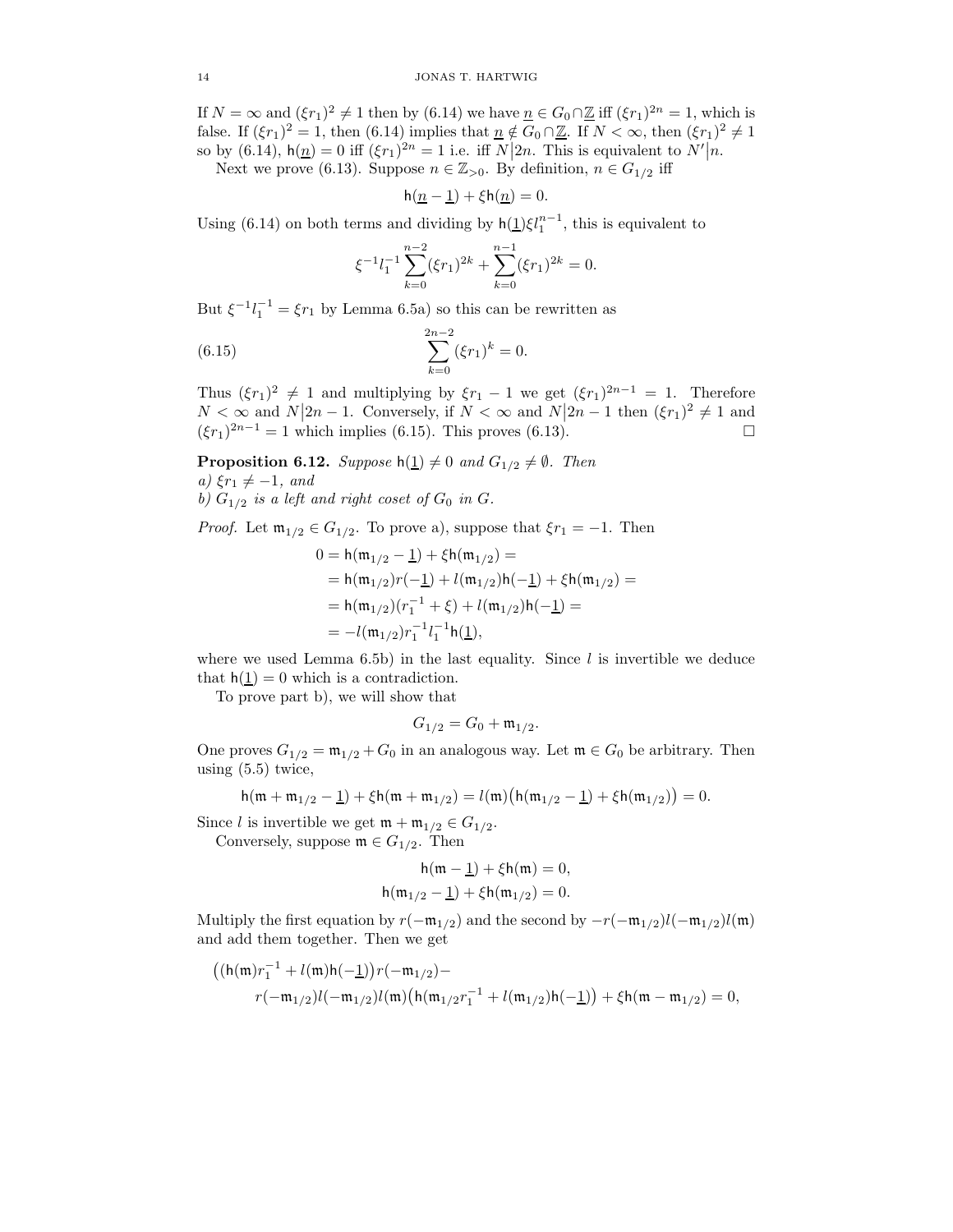If $N = \infty$ and $(\xi r_1)^2 \neq 1$ then by (6.14) we have $\underline{n} \in G_0 \cap \underline{\mathbb{Z}}$ iff $(\xi r_1)^{2n} = 1$, which is false. If $(\xi r_1)^2 = 1$, then (6.14) implies that $\underline{n} \notin G_0 \cap \underline{\mathbb{Z}}$. If $N < \infty$, then $(\xi r_1)^2 \neq 1$ so by (6.14), $\mathsf{h}(\underline{n}) = 0$ iff $(\xi r_1)^{2n} = 1$ i.e. iff $N \big| 2n$. This is equivalent to $N' \big| n$.

Next we prove (6.13). Suppose $n \in \mathbb{Z}_{>0}$. By definition, $n \in G_{1/2}$ iff

$$\mathsf{h}(\underline{n} - \underline{1}) + \xi \mathsf{h}(\underline{n}) = 0.$$

Using (6.14) on both terms and dividing by $\mathsf{h}(\underline{1})\xi l_1^{n-1}$, this is equivalent to

$$\xi^{-1} l_1^{-1} \sum_{k=0}^{n-2} (\xi r_1)^{2k} + \sum_{k=0}^{n-1} (\xi r_1)^{2k} = 0.$$

But $\xi^{-1} l_1^{-1} = \xi r_1$ by Lemma 6.5a) so this can be rewritten as

$$\sum_{k=0}^{2n-2} (\xi r_1)^k = 0. \tag{6.15}$$

Thus $(\xi r_1)^2 \neq 1$ and multiplying by $\xi r_1 - 1$ we get $(\xi r_1)^{2n-1} = 1$. Therefore $N < \infty$ and $N \big| 2n-1$. Conversely, if $N < \infty$ and $N \big| 2n-1$ then $(\xi r_1)^2 \neq 1$ and $(\xi r_1)^{2n-1} = 1$ which implies (6.15). This proves (6.13). $\square$

**Proposition 6.12.** *Suppose $\mathsf{h}(\underline{1}) \neq 0$ and $G_{1/2} \neq \emptyset$. Then*
*a) $\xi r_1 \neq -1$, and*
*b) $G_{1/2}$ is a left and right coset of $G_0$ in $G$.*

*Proof.* Let $\mathfrak{m}_{1/2} \in G_{1/2}$. To prove a), suppose that $\xi r_1 = -1$. Then

$$\begin{aligned}
0 &= \mathsf{h}(\mathfrak{m}_{1/2} - \underline{1}) + \xi \mathsf{h}(\mathfrak{m}_{1/2}) = \\
&= \mathsf{h}(\mathfrak{m}_{1/2}) r(-\underline{1}) + l(\mathfrak{m}_{1/2}) \mathsf{h}(-\underline{1}) + \xi \mathsf{h}(\mathfrak{m}_{1/2}) = \\
&= \mathsf{h}(\mathfrak{m}_{1/2})(r_1^{-1} + \xi) + l(\mathfrak{m}_{1/2}) \mathsf{h}(-\underline{1}) = \\
&= -l(\mathfrak{m}_{1/2}) r_1^{-1} l_1^{-1} \mathsf{h}(\underline{1}),
\end{aligned}$$

where we used Lemma 6.5b) in the last equality. Since $l$ is invertible we deduce that $\mathsf{h}(\underline{1}) = 0$ which is a contradiction.

To prove part b), we will show that

$$G_{1/2} = G_0 + \mathfrak{m}_{1/2}.$$

One proves $G_{1/2} = \mathfrak{m}_{1/2} + G_0$ in an analogous way. Let $\mathfrak{m} \in G_0$ be arbitrary. Then using (5.5) twice,

$$\mathsf{h}(\mathfrak{m} + \mathfrak{m}_{1/2} - \underline{1}) + \xi \mathsf{h}(\mathfrak{m} + \mathfrak{m}_{1/2}) = l(\mathfrak{m})\big(\mathsf{h}(\mathfrak{m}_{1/2} - \underline{1}) + \xi \mathsf{h}(\mathfrak{m}_{1/2})\big) = 0.$$

Since $l$ is invertible we get $\mathfrak{m} + \mathfrak{m}_{1/2} \in G_{1/2}$.

Conversely, suppose $\mathfrak{m} \in G_{1/2}$. Then

$$\begin{aligned}
\mathsf{h}(\mathfrak{m} - \underline{1}) + \xi \mathsf{h}(\mathfrak{m}) &= 0, \\
\mathsf{h}(\mathfrak{m}_{1/2} - \underline{1}) + \xi \mathsf{h}(\mathfrak{m}_{1/2}) &= 0.
\end{aligned}$$

Multiply the first equation by $r(-\mathfrak{m}_{1/2})$ and the second by $-r(-\mathfrak{m}_{1/2}) l(-\mathfrak{m}_{1/2}) l(\mathfrak{m})$ and add them together. Then we get

$$\begin{aligned}
&\big((\mathsf{h}(\mathfrak{m}) r_1^{-1} + l(\mathfrak{m}) \mathsf{h}(-\underline{1})\big) r(-\mathfrak{m}_{1/2}) - \\
&\qquad r(-\mathfrak{m}_{1/2}) l(-\mathfrak{m}_{1/2}) l(\mathfrak{m}) \big(\mathsf{h}(\mathfrak{m}_{1/2} r_1^{-1} + l(\mathfrak{m}_{1/2}) \mathsf{h}(-\underline{1})\big) + \xi \mathsf{h}(\mathfrak{m} - \mathfrak{m}_{1/2}) = 0,
\end{aligned}$$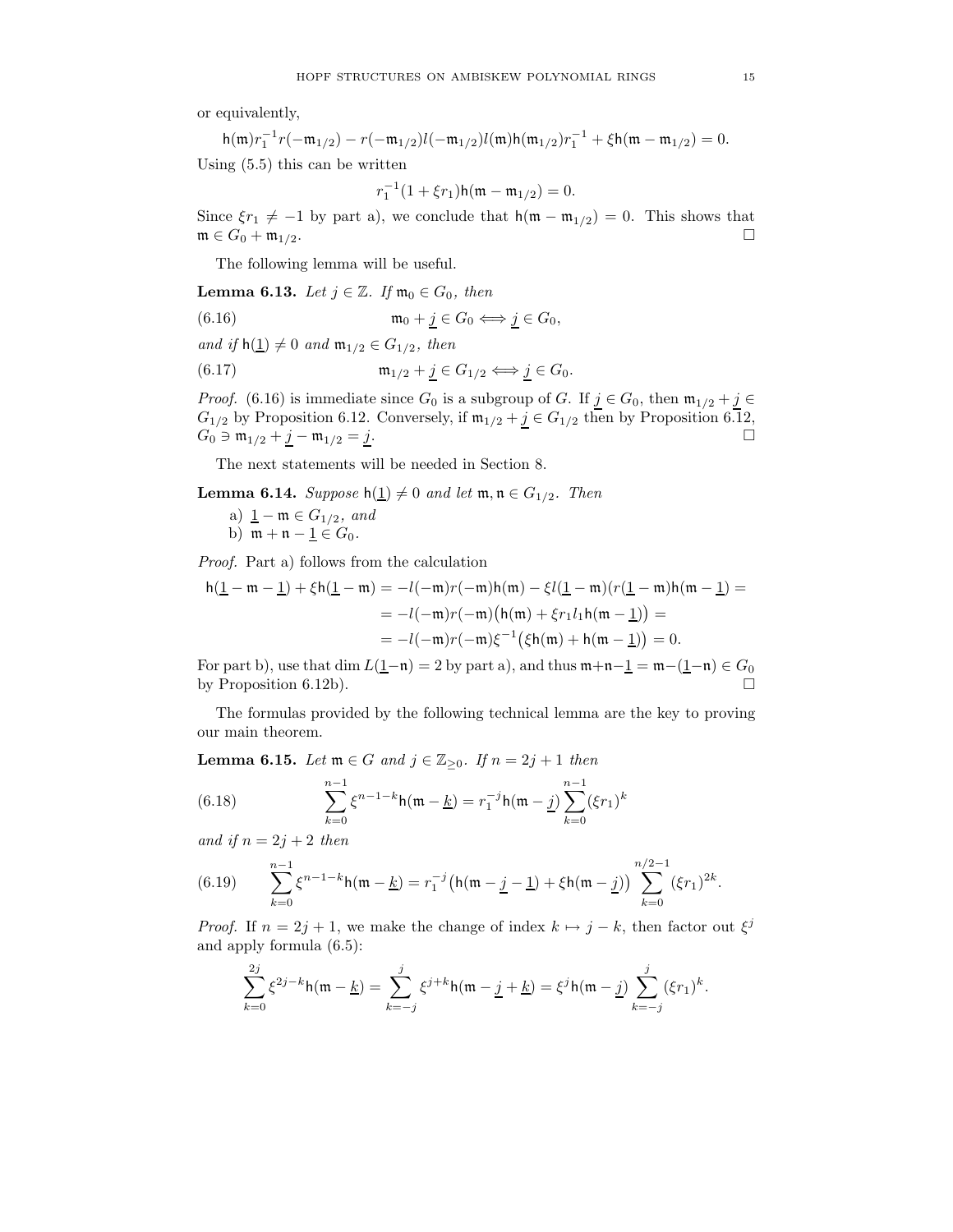or equivalently,

$$\mathsf{h}(\mathfrak{m})r_1^{-1}r(-\mathfrak{m}_{1/2}) - r(-\mathfrak{m}_{1/2})l(-\mathfrak{m}_{1/2})l(\mathfrak{m})\mathsf{h}(\mathfrak{m}_{1/2})r_1^{-1} + \xi\mathsf{h}(\mathfrak{m}-\mathfrak{m}_{1/2}) = 0.$$

Using (5.5) this can be written

$$r_1^{-1}(1+\xi r_1)\mathsf{h}(\mathfrak{m}-\mathfrak{m}_{1/2}) = 0.$$

Since $\xi r_1 \neq -1$ by part a), we conclude that $\mathsf{h}(\mathfrak{m}-\mathfrak{m}_{1/2}) = 0$. This shows that $\mathfrak{m} \in G_0 + \mathfrak{m}_{1/2}$. □

The following lemma will be useful.

**Lemma 6.13.** *Let $j \in \mathbb{Z}$. If $\mathfrak{m}_0 \in G_0$, then*

$$\mathfrak{m}_0 + \underline{j} \in G_0 \iff \underline{j} \in G_0, \tag{6.16}$$

*and if $\mathsf{h}(\underline{1}) \neq 0$ and $\mathfrak{m}_{1/2} \in G_{1/2}$, then*

$$\mathfrak{m}_{1/2} + \underline{j} \in G_{1/2} \iff \underline{j} \in G_0. \tag{6.17}$$

*Proof.* (6.16) is immediate since $G_0$ is a subgroup of $G$. If $\underline{j} \in G_0$, then $\mathfrak{m}_{1/2} + \underline{j} \in G_{1/2}$ by Proposition 6.12. Conversely, if $\mathfrak{m}_{1/2} + \underline{j} \in G_{1/2}$ then by Proposition 6.12, $G_0 \ni \mathfrak{m}_{1/2} + \underline{j} - \mathfrak{m}_{1/2} = \underline{j}$. □

The next statements will be needed in Section 8.

**Lemma 6.14.** *Suppose $\mathsf{h}(\underline{1}) \neq 0$ and let $\mathfrak{m}, \mathfrak{n} \in G_{1/2}$. Then*

a) $\underline{1} - \mathfrak{m} \in G_{1/2}$, *and*
b) $\mathfrak{m} + \mathfrak{n} - \underline{1} \in G_0$.

*Proof.* Part a) follows from the calculation

$$\begin{aligned}
\mathsf{h}(\underline{1}-\mathfrak{m}-\underline{1}) + \xi\mathsf{h}(\underline{1}-\mathfrak{m}) &= -l(-\mathfrak{m})r(-\mathfrak{m})\mathsf{h}(\mathfrak{m}) - \xi l(\underline{1}-\mathfrak{m})(r(\underline{1}-\mathfrak{m})\mathsf{h}(\mathfrak{m}-\underline{1}) = \\
&= -l(-\mathfrak{m})r(-\mathfrak{m})\big(\mathsf{h}(\mathfrak{m}) + \xi r_1 l_1 \mathsf{h}(\mathfrak{m}-\underline{1})\big) = \\
&= -l(-\mathfrak{m})r(-\mathfrak{m})\xi^{-1}\big(\xi\mathsf{h}(\mathfrak{m}) + \mathsf{h}(\mathfrak{m}-\underline{1})\big) = 0.
\end{aligned}$$

For part b), use that $\dim L(\underline{1}-\mathfrak{n}) = 2$ by part a), and thus $\mathfrak{m}+\mathfrak{n}-\underline{1} = \mathfrak{m}-(\underline{1}-\mathfrak{n}) \in G_0$ by Proposition 6.12b). □

The formulas provided by the following technical lemma are the key to proving our main theorem.

**Lemma 6.15.** *Let $\mathfrak{m} \in G$ and $j \in \mathbb{Z}_{\geq 0}$. If $n = 2j+1$ then*

$$\sum_{k=0}^{n-1} \xi^{n-1-k}\mathsf{h}(\mathfrak{m}-\underline{k}) = r_1^{-j}\mathsf{h}(\mathfrak{m}-\underline{j})\sum_{k=0}^{n-1}(\xi r_1)^k \tag{6.18}$$

*and if $n = 2j+2$ then*

$$\sum_{k=0}^{n-1} \xi^{n-1-k}\mathsf{h}(\mathfrak{m}-\underline{k}) = r_1^{-j}\big(\mathsf{h}(\mathfrak{m}-\underline{j}-\underline{1}) + \xi\mathsf{h}(\mathfrak{m}-\underline{j})\big)\sum_{k=0}^{n/2-1}(\xi r_1)^{2k}. \tag{6.19}$$

*Proof.* If $n = 2j+1$, we make the change of index $k \mapsto j-k$, then factor out $\xi^j$ and apply formula (6.5):

$$\sum_{k=0}^{2j} \xi^{2j-k}\mathsf{h}(\mathfrak{m}-\underline{k}) = \sum_{k=-j}^{j} \xi^{j+k}\mathsf{h}(\mathfrak{m}-\underline{j}+\underline{k}) = \xi^j\mathsf{h}(\mathfrak{m}-\underline{j})\sum_{k=-j}^{j}(\xi r_1)^k.$$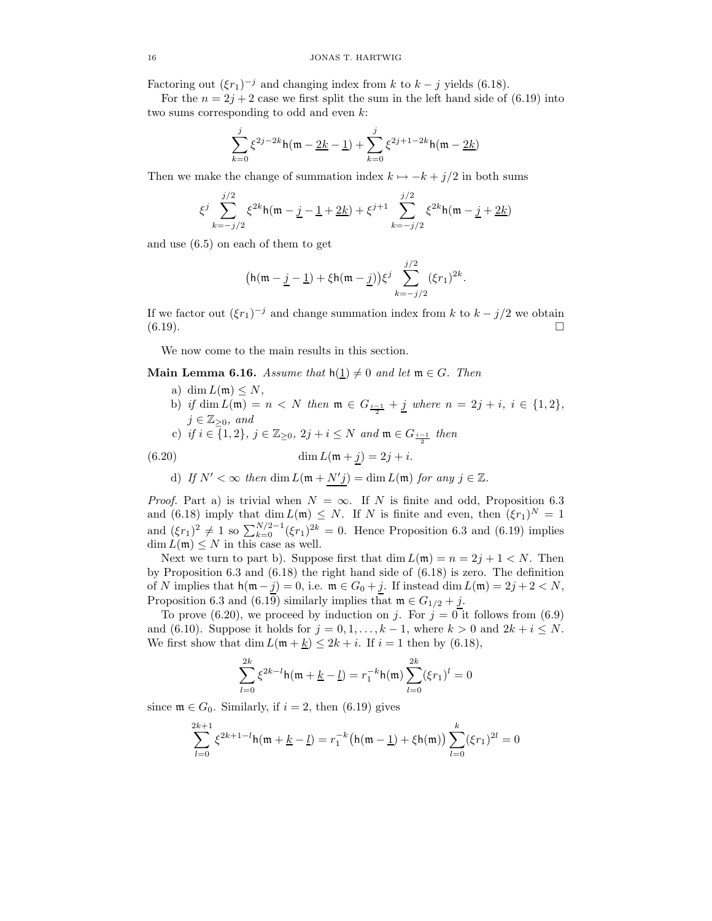Factoring out $(\xi r_1)^{-j}$ and changing index from $k$ to $k-j$ yields (6.18).

For the $n = 2j+2$ case we first split the sum in the left hand side of (6.19) into two sums corresponding to odd and even $k$:

$$\sum_{k=0}^{j} \xi^{2j-2k} \mathsf{h}(\mathfrak{m} - \underline{2k} - \underline{1}) + \sum_{k=0}^{j} \xi^{2j+1-2k} \mathsf{h}(\mathfrak{m} - \underline{2k})$$

Then we make the change of summation index $k \mapsto -k + j/2$ in both sums

$$\xi^j \sum_{k=-j/2}^{j/2} \xi^{2k} \mathsf{h}(\mathfrak{m} - \underline{j} - \underline{1} + \underline{2k}) + \xi^{j+1} \sum_{k=-j/2}^{j/2} \xi^{2k} \mathsf{h}(\mathfrak{m} - \underline{j} + \underline{2k})$$

and use (6.5) on each of them to get

$$\big(\mathsf{h}(\mathfrak{m} - \underline{j} - \underline{1}) + \xi \mathsf{h}(\mathfrak{m} - \underline{j})\big) \xi^j \sum_{k=-j/2}^{j/2} (\xi r_1)^{2k}.$$

If we factor out $(\xi r_1)^{-j}$ and change summation index from $k$ to $k - j/2$ we obtain (6.19). $\square$

We now come to the main results in this section.

**Main Lemma 6.16.** *Assume that $\mathsf{h}(\underline{1}) \neq 0$ and let $\mathfrak{m} \in G$. Then*

a) $\dim L(\mathfrak{m}) \leq N$,

b) *if $\dim L(\mathfrak{m}) = n < N$ then $\mathfrak{m} \in G_{\frac{i-1}{2}} + \underline{j}$ where $n = 2j + i$, $i \in \{1, 2\}$, $j \in \mathbb{Z}_{\geq 0}$, and*

c) *if $i \in \{1, 2\}$, $j \in \mathbb{Z}_{\geq 0}$, $2j + i \leq N$ and $\mathfrak{m} \in G_{\frac{i-1}{2}}$ then*

$$\dim L(\mathfrak{m} + \underline{j}) = 2j + i. \tag{6.20}$$

d) *If $N' < \infty$ then $\dim L(\mathfrak{m} + \underline{N'j}) = \dim L(\mathfrak{m})$ for any $j \in \mathbb{Z}$.*

*Proof.* Part a) is trivial when $N = \infty$. If $N$ is finite and odd, Proposition 6.3 and (6.18) imply that $\dim L(\mathfrak{m}) \leq N$. If $N$ is finite and even, then $(\xi r_1)^N = 1$ and $(\xi r_1)^2 \neq 1$ so $\sum_{k=0}^{N/2-1} (\xi r_1)^{2k} = 0$. Hence Proposition 6.3 and (6.19) implies $\dim L(\mathfrak{m}) \leq N$ in this case as well.

Next we turn to part b). Suppose first that $\dim L(\mathfrak{m}) = n = 2j + 1 < N$. Then by Proposition 6.3 and (6.18) the right hand side of (6.18) is zero. The definition of $N$ implies that $\mathsf{h}(\mathfrak{m} - \underline{j}) = 0$, i.e. $\mathfrak{m} \in G_0 + \underline{j}$. If instead $\dim L(\mathfrak{m}) = 2j + 2 < N$, Proposition 6.3 and (6.19) similarly implies that $\mathfrak{m} \in G_{1/2} + \underline{j}$.

To prove (6.20), we proceed by induction on $j$. For $j = 0$ it follows from (6.9) and (6.10). Suppose it holds for $j = 0, 1, \ldots, k-1$, where $k > 0$ and $2k + i \leq N$. We first show that $\dim L(\mathfrak{m} + \underline{k}) \leq 2k + i$. If $i = 1$ then by (6.18),

$$\sum_{l=0}^{2k} \xi^{2k-l} \mathsf{h}(\mathfrak{m} + \underline{k} - \underline{l}) = r_1^{-k} \mathsf{h}(\mathfrak{m}) \sum_{l=0}^{2k} (\xi r_1)^l = 0$$

since $\mathfrak{m} \in G_0$. Similarly, if $i = 2$, then (6.19) gives

$$\sum_{l=0}^{2k+1} \xi^{2k+1-l} \mathsf{h}(\mathfrak{m} + \underline{k} - \underline{l}) = r_1^{-k} \big(\mathsf{h}(\mathfrak{m} - \underline{1}) + \xi \mathsf{h}(\mathfrak{m})\big) \sum_{l=0}^{k} (\xi r_1)^{2l} = 0$$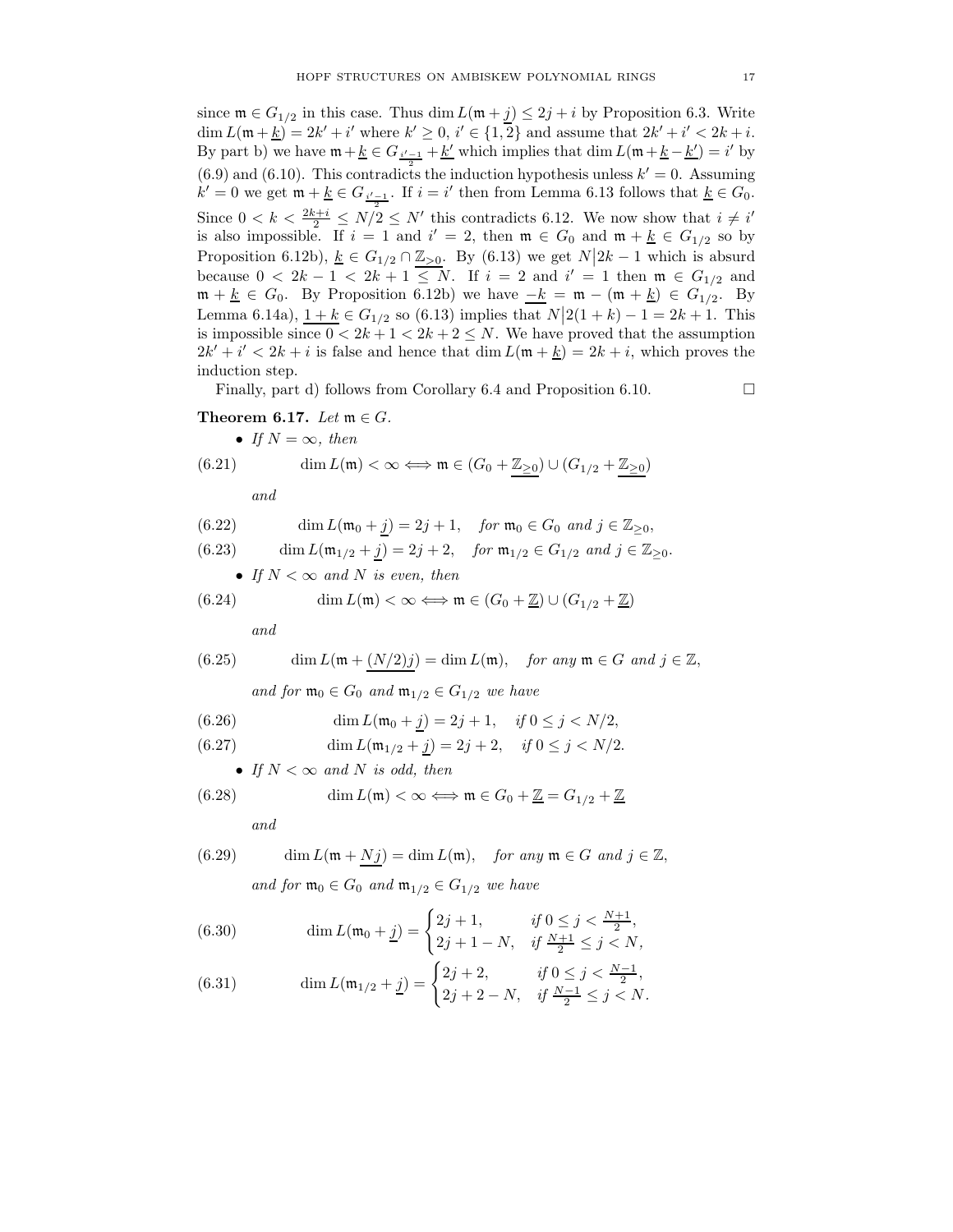since $\mathfrak{m} \in G_{1/2}$ in this case. Thus $\dim L(\mathfrak{m} + \underline{j}) \leq 2j + i$ by Proposition 6.3. Write $\dim L(\mathfrak{m} + \underline{k}) = 2k' + i'$ where $k' \geq 0$, $i' \in \{1, 2\}$ and assume that $2k' + i' < 2k + i$. By part b) we have $\mathfrak{m} + \underline{k} \in G_{\frac{i'-1}{2}} + \underline{k'}$ which implies that $\dim L(\mathfrak{m} + \underline{k} - \underline{k'}) = i'$ by (6.9) and (6.10). This contradicts the induction hypothesis unless $k' = 0$. Assuming $k' = 0$ we get $\mathfrak{m} + \underline{k} \in G_{\frac{i'-1}{2}}$. If $i = i'$ then from Lemma 6.13 follows that $\underline{k} \in G_0$. Since $0 < k < \frac{2k+i}{2} \leq N/2 \leq N'$ this contradicts 6.12. We now show that $i \neq i'$ is also impossible. If $i = 1$ and $i' = 2$, then $\mathfrak{m} \in G_0$ and $\mathfrak{m} + \underline{k} \in G_{1/2}$ so by Proposition 6.12b), $\underline{k} \in G_{1/2} \cap \underline{\mathbb{Z}_{>0}}$. By (6.13) we get $N \big| 2k - 1$ which is absurd because $0 < 2k - 1 < 2k + 1 \leq N$. If $i = 2$ and $i' = 1$ then $\mathfrak{m} \in G_{1/2}$ and $\mathfrak{m} + \underline{k} \in G_0$. By Proposition 6.12b) we have $\underline{-k} = \mathfrak{m} - (\mathfrak{m} + \underline{k}) \in G_{1/2}$. By Lemma 6.14a), $\underline{1 + k} \in G_{1/2}$ so (6.13) implies that $N \big| 2(1 + k) - 1 = 2k + 1$. This is impossible since $0 < 2k + 1 < 2k + 2 \leq N$. We have proved that the assumption $2k' + i' < 2k + i$ is false and hence that $\dim L(\mathfrak{m} + \underline{k}) = 2k + i$, which proves the induction step.

Finally, part d) follows from Corollary 6.4 and Proposition 6.10. $\square$

**Theorem 6.17.** *Let $\mathfrak{m} \in G$.*

- *If $N = \infty$, then*

$$\dim L(\mathfrak{m}) < \infty \Longleftrightarrow \mathfrak{m} \in (G_0 + \underline{\mathbb{Z}_{\geq 0}}) \cup (G_{1/2} + \underline{\mathbb{Z}_{\geq 0}}) \tag{6.21}$$

*and*

$$\dim L(\mathfrak{m}_0 + \underline{j}) = 2j + 1, \quad \text{for } \mathfrak{m}_0 \in G_0 \text{ and } j \in \mathbb{Z}_{\geq 0}, \tag{6.22}$$

$$\dim L(\mathfrak{m}_{1/2} + \underline{j}) = 2j + 2, \quad \text{for } \mathfrak{m}_{1/2} \in G_{1/2} \text{ and } j \in \mathbb{Z}_{\geq 0}. \tag{6.23}$$

- *If $N < \infty$ and $N$ is even, then*

$$\dim L(\mathfrak{m}) < \infty \Longleftrightarrow \mathfrak{m} \in (G_0 + \underline{\mathbb{Z}}) \cup (G_{1/2} + \underline{\mathbb{Z}}) \tag{6.24}$$

*and*

$$\dim L(\mathfrak{m} + \underline{(N/2)j}) = \dim L(\mathfrak{m}), \quad \text{for any } \mathfrak{m} \in G \text{ and } j \in \mathbb{Z}, \tag{6.25}$$

*and for $\mathfrak{m}_0 \in G_0$ and $\mathfrak{m}_{1/2} \in G_{1/2}$ we have*

$$\dim L(\mathfrak{m}_0 + \underline{j}) = 2j + 1, \quad \text{if } 0 \leq j < N/2, \tag{6.26}$$

$$\dim L(\mathfrak{m}_{1/2} + \underline{j}) = 2j + 2, \quad \text{if } 0 \leq j < N/2. \tag{6.27}$$

- *If $N < \infty$ and $N$ is odd, then*

$$\dim L(\mathfrak{m}) < \infty \Longleftrightarrow \mathfrak{m} \in G_0 + \underline{\mathbb{Z}} = G_{1/2} + \underline{\mathbb{Z}} \tag{6.28}$$

*and*

$$\dim L(\mathfrak{m} + \underline{Nj}) = \dim L(\mathfrak{m}), \quad \text{for any } \mathfrak{m} \in G \text{ and } j \in \mathbb{Z}, \tag{6.29}$$

*and for $\mathfrak{m}_0 \in G_0$ and $\mathfrak{m}_{1/2} \in G_{1/2}$ we have*

$$\dim L(\mathfrak{m}_0 + \underline{j}) = \begin{cases} 2j + 1, & \text{if } 0 \leq j < \frac{N+1}{2}, \\ 2j + 1 - N, & \text{if } \frac{N+1}{2} \leq j < N, \end{cases} \tag{6.30}$$

$$\dim L(\mathfrak{m}_{1/2} + \underline{j}) = \begin{cases} 2j + 2, & \text{if } 0 \leq j < \frac{N-1}{2}, \\ 2j + 2 - N, & \text{if } \frac{N-1}{2} \leq j < N. \end{cases} \tag{6.31}$$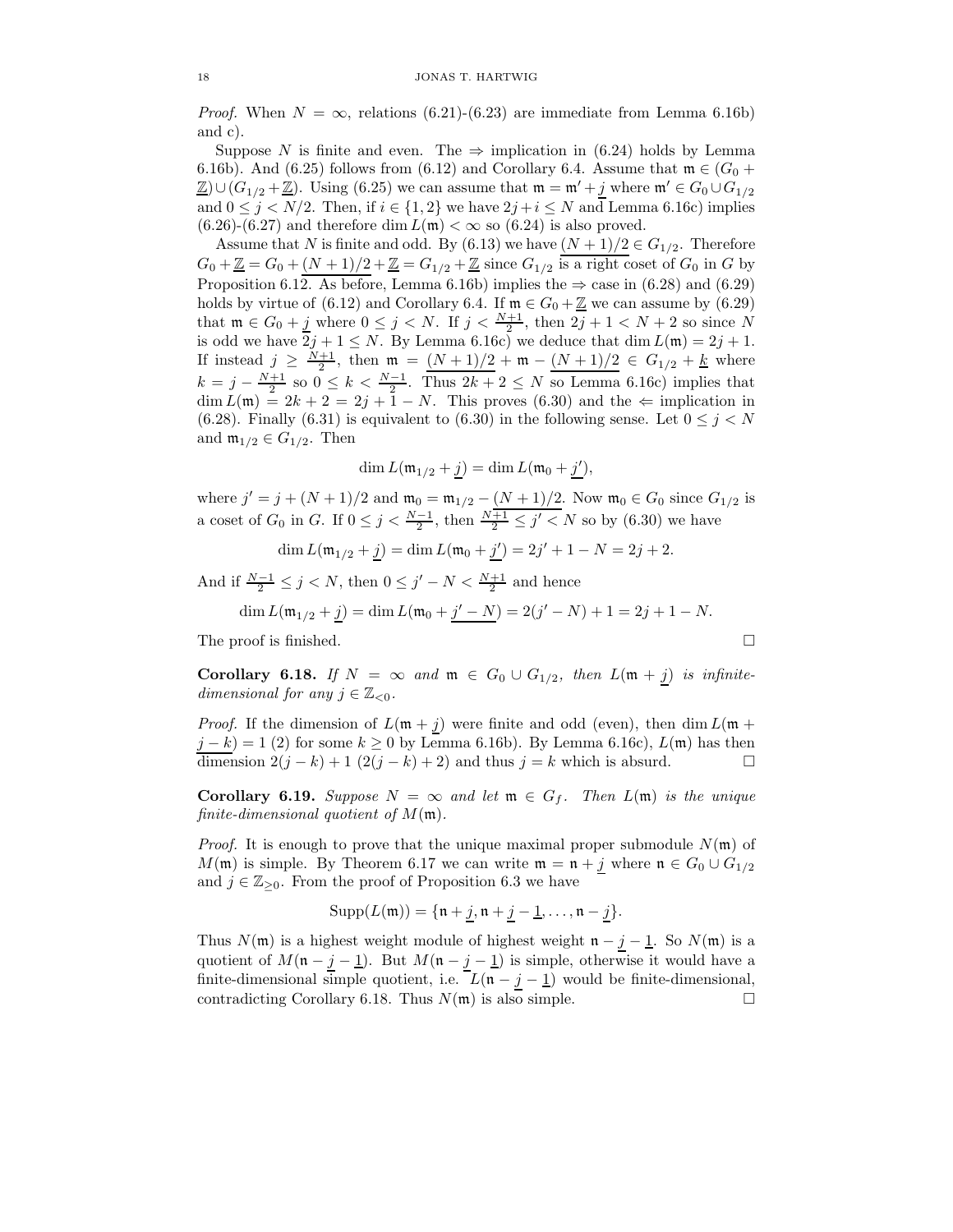*Proof.* When $N = \infty$, relations (6.21)-(6.23) are immediate from Lemma 6.16b) and c).

Suppose $N$ is finite and even. The $\Rightarrow$ implication in (6.24) holds by Lemma 6.16b). And (6.25) follows from (6.12) and Corollary 6.4. Assume that $\mathfrak{m} \in (G_0 + \underline{\mathbb{Z}}) \cup (G_{1/2} + \underline{\mathbb{Z}})$. Using (6.25) we can assume that $\mathfrak{m} = \mathfrak{m}' + \underline{j}$ where $\mathfrak{m}' \in G_0 \cup G_{1/2}$ and $0 \leq j < N/2$. Then, if $i \in \{1, 2\}$ we have $2j + i \leq N$ and Lemma 6.16c) implies (6.26)-(6.27) and therefore $\dim L(\mathfrak{m}) < \infty$ so (6.24) is also proved.

Assume that $N$ is finite and odd. By (6.13) we have $\underline{(N+1)/2} \in G_{1/2}$. Therefore $G_0 + \underline{\mathbb{Z}} = G_0 + \underline{(N+1)/2} + \underline{\mathbb{Z}} = G_{1/2} + \underline{\mathbb{Z}}$ since $G_{1/2}$ is a right coset of $G_0$ in $G$ by Proposition 6.12. As before, Lemma 6.16b) implies the $\Rightarrow$ case in (6.28) and (6.29) holds by virtue of (6.12) and Corollary 6.4. If $\mathfrak{m} \in G_0 + \underline{\mathbb{Z}}$ we can assume by (6.29) that $\mathfrak{m} \in G_0 + \underline{j}$ where $0 \leq j < N$. If $j < \frac{N+1}{2}$, then $2j + 1 < N + 2$ so since $N$ is odd we have $2j + 1 \leq N$. By Lemma 6.16c) we deduce that $\dim L(\mathfrak{m}) = 2j + 1$. If instead $j \geq \frac{N+1}{2}$, then $\mathfrak{m} = \underline{(N+1)/2} + \mathfrak{m} - \underline{(N+1)/2} \in G_{1/2} + \underline{k}$ where $k = j - \frac{N+1}{2}$ so $0 \leq k < \frac{N-1}{2}$. Thus $2k + 2 \leq N$ so Lemma 6.16c) implies that $\dim L(\mathfrak{m}) = 2k + 2 = 2j + 1 - N$. This proves (6.30) and the $\Leftarrow$ implication in (6.28). Finally (6.31) is equivalent to (6.30) in the following sense. Let $0 \leq j < N$ and $\mathfrak{m}_{1/2} \in G_{1/2}$. Then

$$\dim L(\mathfrak{m}_{1/2} + \underline{j}) = \dim L(\mathfrak{m}_0 + \underline{j'}),$$

where $j' = j + (N+1)/2$ and $\mathfrak{m}_0 = \mathfrak{m}_{1/2} - \underline{(N+1)/2}$. Now $\mathfrak{m}_0 \in G_0$ since $G_{1/2}$ is a coset of $G_0$ in $G$. If $0 \leq j < \frac{N-1}{2}$, then $\frac{N+1}{2} \leq j' < N$ so by (6.30) we have

$$\dim L(\mathfrak{m}_{1/2} + \underline{j}) = \dim L(\mathfrak{m}_0 + \underline{j'}) = 2j' + 1 - N = 2j + 2.$$

And if $\frac{N-1}{2} \leq j < N$, then $0 \leq j' - N < \frac{N+1}{2}$ and hence

$$\dim L(\mathfrak{m}_{1/2} + \underline{j}) = \dim L(\mathfrak{m}_0 + \underline{j' - N}) = 2(j' - N) + 1 = 2j + 1 - N.$$

The proof is finished. $\square$

**Corollary 6.18.** *If $N = \infty$ and $\mathfrak{m} \in G_0 \cup G_{1/2}$, then $L(\mathfrak{m} + \underline{j})$ is infinite-dimensional for any $j \in \mathbb{Z}_{<0}$.*

*Proof.* If the dimension of $L(\mathfrak{m} + \underline{j})$ were finite and odd (even), then $\dim L(\mathfrak{m} + \underline{j - k}) = 1$ (2) for some $k \geq 0$ by Lemma 6.16b). By Lemma 6.16c), $L(\mathfrak{m})$ has then dimension $2(j-k) + 1$ ($2(j-k) + 2$) and thus $j = k$ which is absurd. $\square$

**Corollary 6.19.** *Suppose $N = \infty$ and let $\mathfrak{m} \in G_f$. Then $L(\mathfrak{m})$ is the unique finite-dimensional quotient of $M(\mathfrak{m})$.*

*Proof.* It is enough to prove that the unique maximal proper submodule $N(\mathfrak{m})$ of $M(\mathfrak{m})$ is simple. By Theorem 6.17 we can write $\mathfrak{m} = \mathfrak{n} + \underline{j}$ where $\mathfrak{n} \in G_0 \cup G_{1/2}$ and $j \in \mathbb{Z}_{\geq 0}$. From the proof of Proposition 6.3 we have

$$\mathrm{Supp}(L(\mathfrak{m})) = \{\mathfrak{n} + \underline{j}, \mathfrak{n} + \underline{j} - \underline{1}, \ldots, \mathfrak{n} - \underline{j}\}.$$

Thus $N(\mathfrak{m})$ is a highest weight module of highest weight $\mathfrak{n} - \underline{j} - \underline{1}$. So $N(\mathfrak{m})$ is a quotient of $M(\mathfrak{n} - \underline{j} - \underline{1})$. But $M(\mathfrak{n} - \underline{j} - \underline{1})$ is simple, otherwise it would have a finite-dimensional simple quotient, i.e. $L(\mathfrak{n} - \underline{j} - \underline{1})$ would be finite-dimensional, contradicting Corollary 6.18. Thus $N(\mathfrak{m})$ is also simple. $\square$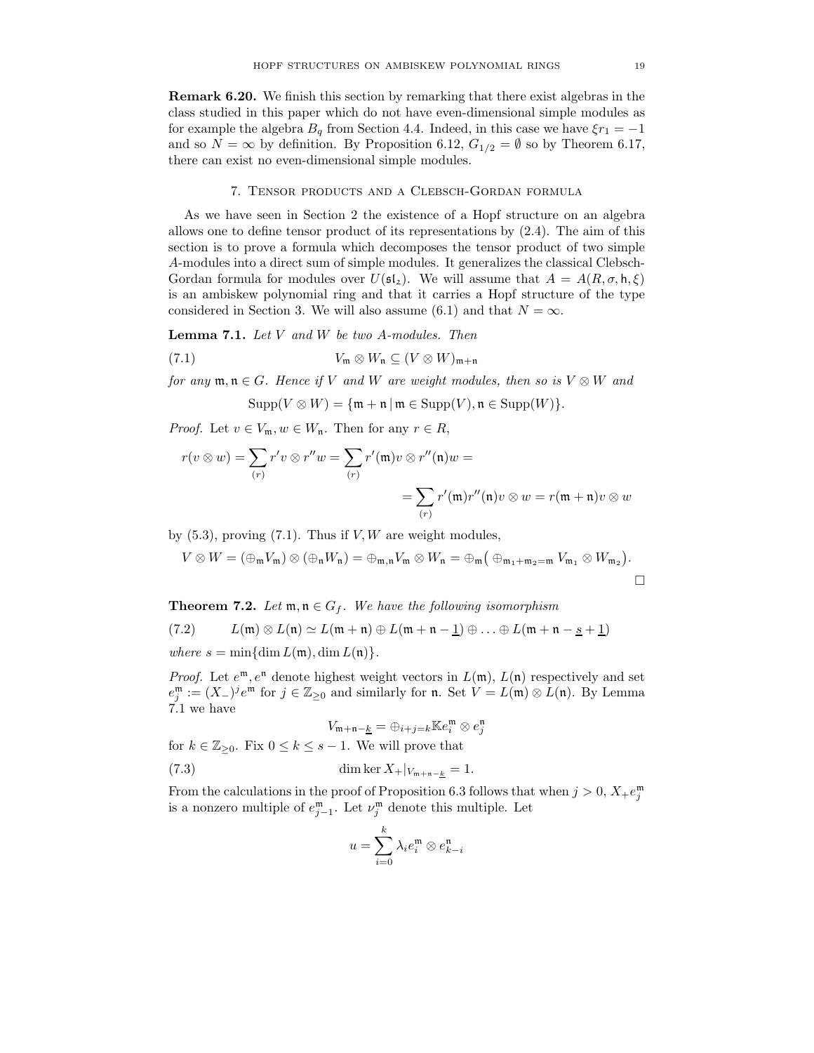**Remark 6.20.** We finish this section by remarking that there exist algebras in the class studied in this paper which do not have even-dimensional simple modules as for example the algebra $B_q$ from Section 4.4. Indeed, in this case we have $\xi r_1 = -1$ and so $N = \infty$ by definition. By Proposition 6.12, $G_{1/2} = \emptyset$ so by Theorem 6.17, there can exist no even-dimensional simple modules.

## 7. Tensor products and a Clebsch-Gordan formula

As we have seen in Section 2 the existence of a Hopf structure on an algebra allows one to define tensor product of its representations by (2.4). The aim of this section is to prove a formula which decomposes the tensor product of two simple $A$-modules into a direct sum of simple modules. It generalizes the classical Clebsch-Gordan formula for modules over $U(\mathfrak{sl}_2)$. We will assume that $A = A(R, \sigma, \mathsf{h}, \xi)$ is an ambiskew polynomial ring and that it carries a Hopf structure of the type considered in Section 3. We will also assume (6.1) and that $N = \infty$.

**Lemma 7.1.** *Let $V$ and $W$ be two $A$-modules. Then*

$$V_\mathfrak{m} \otimes W_\mathfrak{n} \subseteq (V \otimes W)_{\mathfrak{m}+\mathfrak{n}} \tag{7.1}$$

*for any $\mathfrak{m}, \mathfrak{n} \in G$. Hence if $V$ and $W$ are weight modules, then so is $V \otimes W$ and*

$$\mathrm{Supp}(V \otimes W) = \{\mathfrak{m} + \mathfrak{n} \mid \mathfrak{m} \in \mathrm{Supp}(V), \mathfrak{n} \in \mathrm{Supp}(W)\}.$$

*Proof.* Let $v \in V_\mathfrak{m}, w \in W_\mathfrak{n}$. Then for any $r \in R$,

$$r(v \otimes w) = \sum_{(r)} r'v \otimes r''w = \sum_{(r)} r'(\mathfrak{m})v \otimes r''(\mathfrak{n})w =$$

$$= \sum_{(r)} r'(\mathfrak{m})r''(\mathfrak{n})v \otimes w = r(\mathfrak{m}+\mathfrak{n})v \otimes w$$

by (5.3), proving (7.1). Thus if $V, W$ are weight modules,

$$V \otimes W = (\oplus_\mathfrak{m} V_\mathfrak{m}) \otimes (\oplus_\mathfrak{n} W_\mathfrak{n}) = \oplus_{\mathfrak{m},\mathfrak{n}} V_\mathfrak{m} \otimes W_\mathfrak{n} = \oplus_\mathfrak{m}\big( \oplus_{\mathfrak{m}_1+\mathfrak{m}_2=\mathfrak{m}} V_{\mathfrak{m}_1} \otimes W_{\mathfrak{m}_2}\big).$$

□

**Theorem 7.2.** *Let $\mathfrak{m}, \mathfrak{n} \in G_f$. We have the following isomorphism*

$$L(\mathfrak{m}) \otimes L(\mathfrak{n}) \simeq L(\mathfrak{m}+\mathfrak{n}) \oplus L(\mathfrak{m}+\mathfrak{n}-\underline{1}) \oplus \ldots \oplus L(\mathfrak{m}+\mathfrak{n}-\underline{s}+\underline{1}) \tag{7.2}$$

*where $s = \min\{\dim L(\mathfrak{m}), \dim L(\mathfrak{n})\}$.*

*Proof.* Let $e^\mathfrak{m}, e^\mathfrak{n}$ denote highest weight vectors in $L(\mathfrak{m})$, $L(\mathfrak{n})$ respectively and set $e^\mathfrak{m}_j := (X_-)^j e^\mathfrak{m}$ for $j \in \mathbb{Z}_{\geq 0}$ and similarly for $\mathfrak{n}$. Set $V = L(\mathfrak{m}) \otimes L(\mathfrak{n})$. By Lemma 7.1 we have

$$V_{\mathfrak{m}+\mathfrak{n}-\underline{k}} = \oplus_{i+j=k} \mathbb{K} e^\mathfrak{m}_i \otimes e^\mathfrak{n}_j$$

for $k \in \mathbb{Z}_{\geq 0}$. Fix $0 \leq k \leq s-1$. We will prove that

$$\dim \ker X_+|_{V_{\mathfrak{m}+\mathfrak{n}-\underline{k}}} = 1. \tag{7.3}$$

From the calculations in the proof of Proposition 6.3 follows that when $j > 0$, $X_+ e^\mathfrak{m}_j$ is a nonzero multiple of $e^\mathfrak{m}_{j-1}$. Let $\nu^\mathfrak{m}_j$ denote this multiple. Let

$$u = \sum_{i=0}^{k} \lambda_i e^\mathfrak{m}_i \otimes e^\mathfrak{n}_{k-i}$$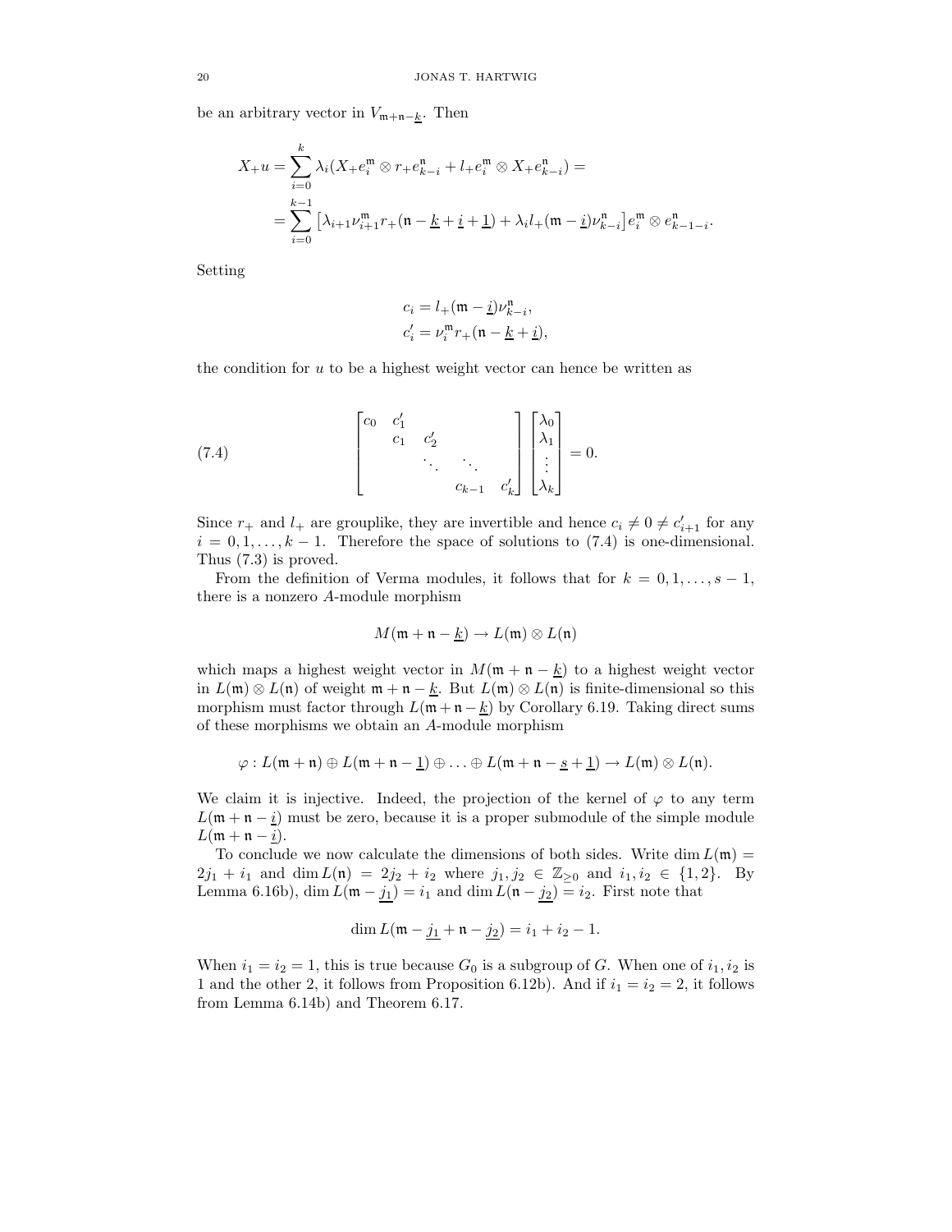be an arbitrary vector in $V_{\mathfrak{m}+\mathfrak{n}-\underline{k}}$. Then

$$X_+ u = \sum_{i=0}^{k} \lambda_i (X_+ e_i^{\mathfrak{m}} \otimes r_+ e_{k-i}^{\mathfrak{n}} + l_+ e_i^{\mathfrak{m}} \otimes X_+ e_{k-i}^{\mathfrak{n}}) =$$
$$= \sum_{i=0}^{k-1} \left[ \lambda_{i+1} \nu_{i+1}^{\mathfrak{m}} r_+(\mathfrak{n} - \underline{k} + \underline{i} + \underline{1}) + \lambda_i l_+(\mathfrak{m} - \underline{i}) \nu_{k-i}^{\mathfrak{n}} \right] e_i^{\mathfrak{m}} \otimes e_{k-1-i}^{\mathfrak{n}}.$$

Setting

$$c_i = l_+(\mathfrak{m} - \underline{i}) \nu_{k-i}^{\mathfrak{n}},$$
$$c_i' = \nu_i^{\mathfrak{m}} r_+(\mathfrak{n} - \underline{k} + \underline{i}),$$

the condition for $u$ to be a highest weight vector can hence be written as

$$\begin{bmatrix} c_0 & c_1' & & & \\ & c_1 & c_2' & & \\ & & \ddots & \ddots & \\ & & & c_{k-1} & c_k' \end{bmatrix} \begin{bmatrix} \lambda_0 \\ \lambda_1 \\ \vdots \\ \lambda_k \end{bmatrix} = 0. \tag{7.4}$$

Since $r_+$ and $l_+$ are grouplike, they are invertible and hence $c_i \neq 0 \neq c_{i+1}'$ for any $i = 0, 1, \ldots, k-1$. Therefore the space of solutions to (7.4) is one-dimensional. Thus (7.3) is proved.

From the definition of Verma modules, it follows that for $k = 0, 1, \ldots, s-1$, there is a nonzero $A$-module morphism

$$M(\mathfrak{m} + \mathfrak{n} - \underline{k}) \to L(\mathfrak{m}) \otimes L(\mathfrak{n})$$

which maps a highest weight vector in $M(\mathfrak{m} + \mathfrak{n} - \underline{k})$ to a highest weight vector in $L(\mathfrak{m}) \otimes L(\mathfrak{n})$ of weight $\mathfrak{m} + \mathfrak{n} - \underline{k}$. But $L(\mathfrak{m}) \otimes L(\mathfrak{n})$ is finite-dimensional so this morphism must factor through $L(\mathfrak{m} + \mathfrak{n} - \underline{k})$ by Corollary 6.19. Taking direct sums of these morphisms we obtain an $A$-module morphism

$$\varphi : L(\mathfrak{m} + \mathfrak{n}) \oplus L(\mathfrak{m} + \mathfrak{n} - \underline{1}) \oplus \ldots \oplus L(\mathfrak{m} + \mathfrak{n} - \underline{s} + \underline{1}) \to L(\mathfrak{m}) \otimes L(\mathfrak{n}).$$

We claim it is injective. Indeed, the projection of the kernel of $\varphi$ to any term $L(\mathfrak{m} + \mathfrak{n} - \underline{i})$ must be zero, because it is a proper submodule of the simple module $L(\mathfrak{m} + \mathfrak{n} - \underline{i})$.

To conclude we now calculate the dimensions of both sides. Write $\dim L(\mathfrak{m}) = 2j_1 + i_1$ and $\dim L(\mathfrak{n}) = 2j_2 + i_2$ where $j_1, j_2 \in \mathbb{Z}_{\geq 0}$ and $i_1, i_2 \in \{1, 2\}$. By Lemma 6.16b), $\dim L(\mathfrak{m} - \underline{j_1}) = i_1$ and $\dim L(\mathfrak{n} - \underline{j_2}) = i_2$. First note that

$$\dim L(\mathfrak{m} - \underline{j_1} + \mathfrak{n} - \underline{j_2}) = i_1 + i_2 - 1.$$

When $i_1 = i_2 = 1$, this is true because $G_0$ is a subgroup of $G$. When one of $i_1, i_2$ is 1 and the other 2, it follows from Proposition 6.12b). And if $i_1 = i_2 = 2$, it follows from Lemma 6.14b) and Theorem 6.17.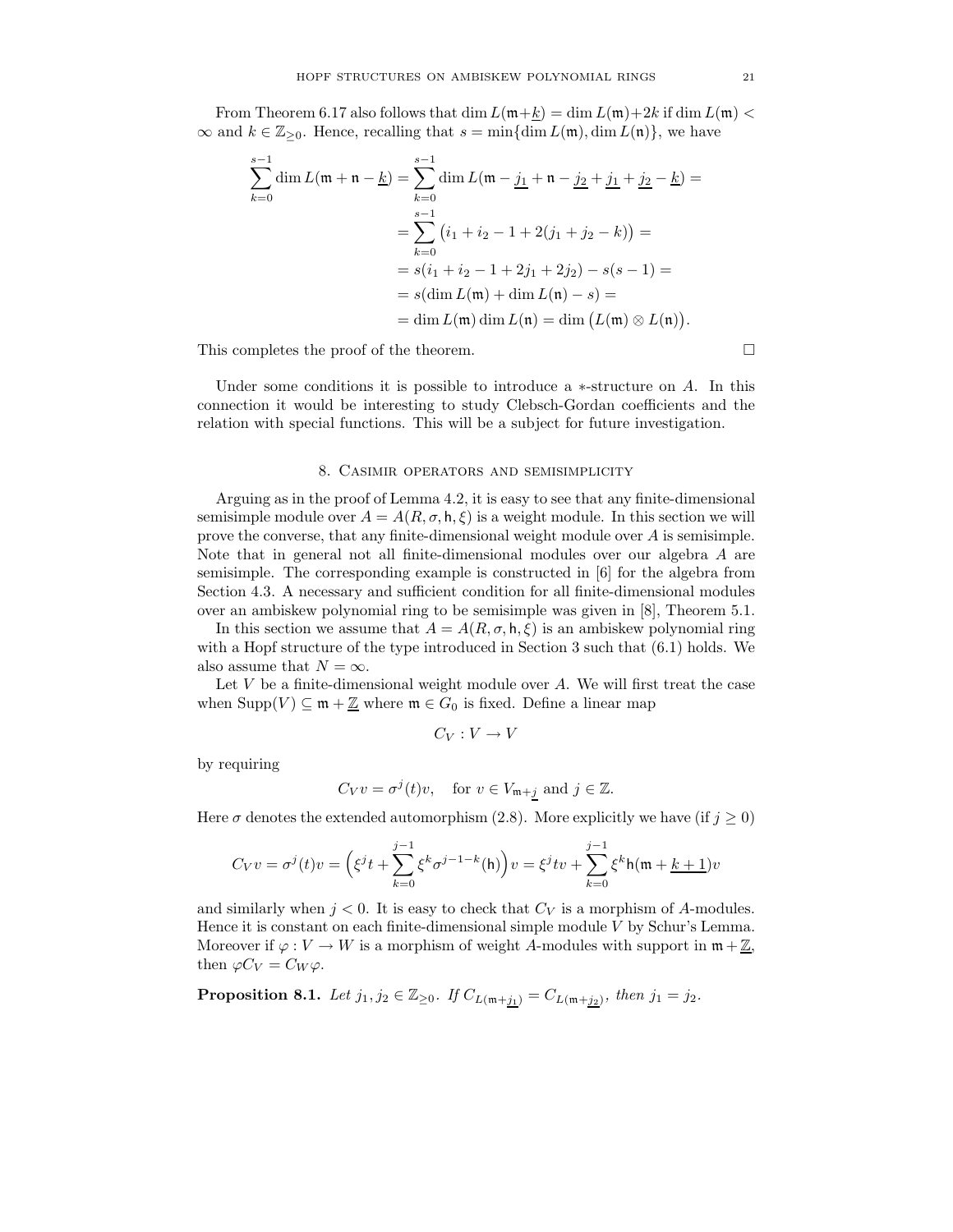From Theorem 6.17 also follows that $\dim L(\mathfrak{m}+\underline{k}) = \dim L(\mathfrak{m})+2k$ if $\dim L(\mathfrak{m}) < \infty$ and $k \in \mathbb{Z}_{\geq 0}$. Hence, recalling that $s = \min\{\dim L(\mathfrak{m}), \dim L(\mathfrak{n})\}$, we have

$$
\begin{aligned}
\sum_{k=0}^{s-1} \dim L(\mathfrak{m}+\mathfrak{n}-\underline{k}) &= \sum_{k=0}^{s-1} \dim L(\mathfrak{m}-\underline{j_1}+\mathfrak{n}-\underline{j_2}+\underline{j_1}+\underline{j_2}-\underline{k}) = \\
&= \sum_{k=0}^{s-1} \big(i_1+i_2-1+2(j_1+j_2-k)\big) = \\
&= s(i_1+i_2-1+2j_1+2j_2) - s(s-1) = \\
&= s(\dim L(\mathfrak{m}) + \dim L(\mathfrak{n}) - s) = \\
&= \dim L(\mathfrak{m}) \dim L(\mathfrak{n}) = \dim \big(L(\mathfrak{m}) \otimes L(\mathfrak{n})\big).
\end{aligned}
$$

This completes the proof of the theorem. □

Under some conditions it is possible to introduce a $*$-structure on $A$. In this connection it would be interesting to study Clebsch-Gordan coefficients and the relation with special functions. This will be a subject for future investigation.

## 8. Casimir operators and semisimplicity

Arguing as in the proof of Lemma 4.2, it is easy to see that any finite-dimensional semisimple module over $A = A(R, \sigma, \mathsf{h}, \xi)$ is a weight module. In this section we will prove the converse, that any finite-dimensional weight module over $A$ is semisimple. Note that in general not all finite-dimensional modules over our algebra $A$ are semisimple. The corresponding example is constructed in [6] for the algebra from Section 4.3. A necessary and sufficient condition for all finite-dimensional modules over an ambiskew polynomial ring to be semisimple was given in [8], Theorem 5.1.

In this section we assume that $A = A(R, \sigma, \mathsf{h}, \xi)$ is an ambiskew polynomial ring with a Hopf structure of the type introduced in Section 3 such that (6.1) holds. We also assume that $N = \infty$.

Let $V$ be a finite-dimensional weight module over $A$. We will first treat the case when $\mathrm{Supp}(V) \subseteq \mathfrak{m} + \underline{\mathbb{Z}}$ where $\mathfrak{m} \in G_0$ is fixed. Define a linear map

$$C_V : V \to V$$

by requiring

$$C_V v = \sigma^j(t) v, \quad \text{for } v \in V_{\mathfrak{m}+\underline{j}} \text{ and } j \in \mathbb{Z}.$$

Here $\sigma$ denotes the extended automorphism (2.8). More explicitly we have (if $j \geq 0$)

$$C_V v = \sigma^j(t) v = \Big(\xi^j t + \sum_{k=0}^{j-1} \xi^k \sigma^{j-1-k}(\mathsf{h})\Big) v = \xi^j t v + \sum_{k=0}^{j-1} \xi^k \mathsf{h}(\mathfrak{m} + \underline{k+1}) v$$

and similarly when $j < 0$. It is easy to check that $C_V$ is a morphism of $A$-modules. Hence it is constant on each finite-dimensional simple module $V$ by Schur's Lemma. Moreover if $\varphi : V \to W$ is a morphism of weight $A$-modules with support in $\mathfrak{m} + \underline{\mathbb{Z}}$, then $\varphi C_V = C_W \varphi$.

**Proposition 8.1.** *Let $j_1, j_2 \in \mathbb{Z}_{\geq 0}$. If $C_{L(\mathfrak{m}+\underline{j_1})} = C_{L(\mathfrak{m}+\underline{j_2})}$, then $j_1 = j_2$.*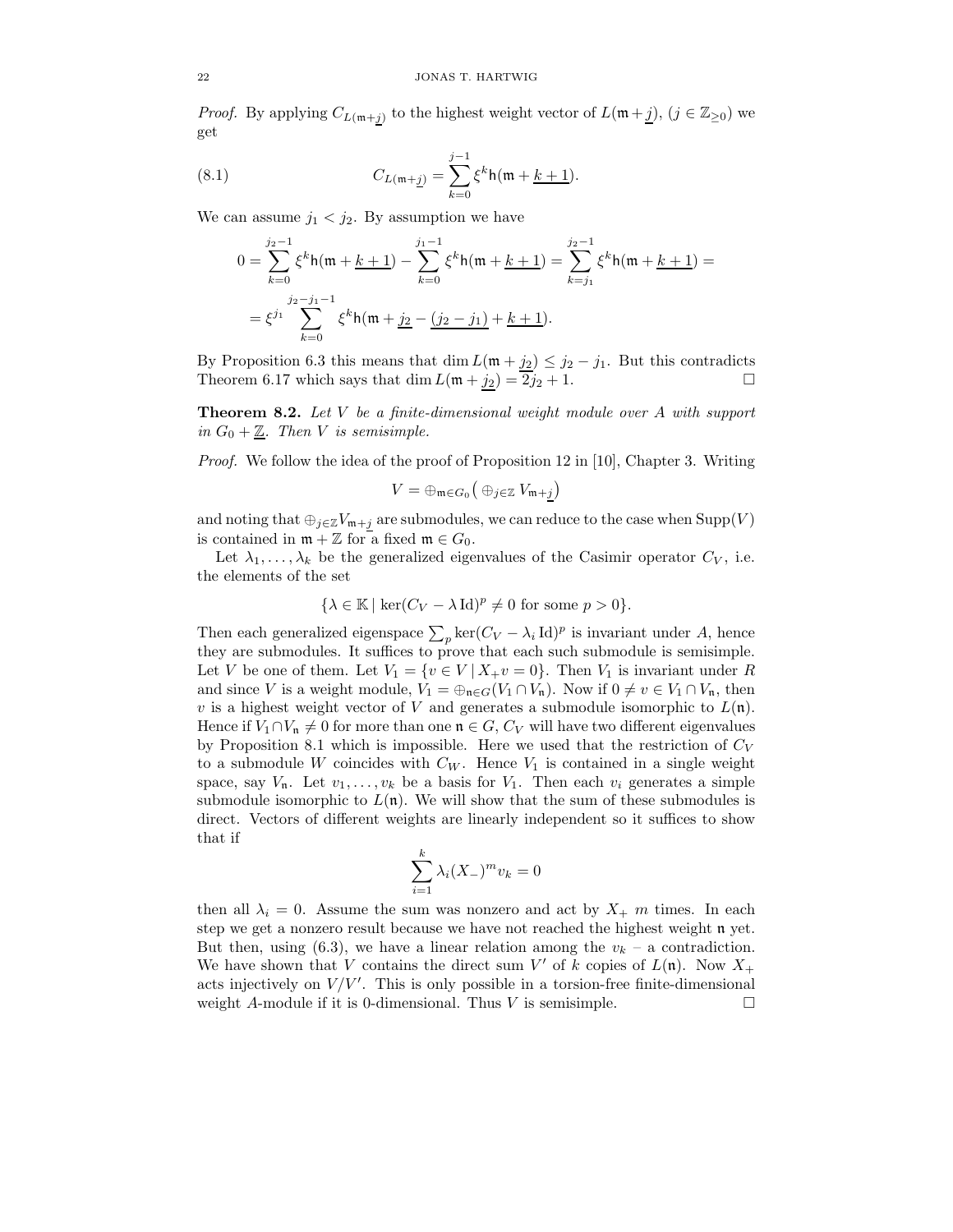*Proof.* By applying $C_{L(\mathfrak{m}+\underline{j})}$ to the highest weight vector of $L(\mathfrak{m}+\underline{j})$, $(j \in \mathbb{Z}_{\geq 0})$ we get

$$C_{L(\mathfrak{m}+\underline{j})} = \sum_{k=0}^{j-1} \xi^k \mathsf{h}(\mathfrak{m} + \underline{k+1}). \tag{8.1}$$

We can assume $j_1 < j_2$. By assumption we have

$$0 = \sum_{k=0}^{j_2-1} \xi^k \mathsf{h}(\mathfrak{m} + \underline{k+1}) - \sum_{k=0}^{j_1-1} \xi^k \mathsf{h}(\mathfrak{m} + \underline{k+1}) = \sum_{k=j_1}^{j_2-1} \xi^k \mathsf{h}(\mathfrak{m} + \underline{k+1}) =$$

$$= \xi^{j_1} \sum_{k=0}^{j_2-j_1-1} \xi^k \mathsf{h}(\mathfrak{m} + \underline{j_2} - \underline{(j_2-j_1)} + \underline{k+1}).$$

By Proposition 6.3 this means that $\dim L(\mathfrak{m} + \underline{j_2}) \leq j_2 - j_1$. But this contradicts Theorem 6.17 which says that $\dim L(\mathfrak{m} + \underline{j_2}) = 2j_2 + 1$. $\square$

**Theorem 8.2.** *Let $V$ be a finite-dimensional weight module over $A$ with support in $G_0 + \underline{\mathbb{Z}}$. Then $V$ is semisimple.*

*Proof.* We follow the idea of the proof of Proposition 12 in [10], Chapter 3. Writing

$$V = \oplus_{\mathfrak{m} \in G_0} \big( \oplus_{j \in \mathbb{Z}} V_{\mathfrak{m}+\underline{j}} \big)$$

and noting that $\oplus_{j\in\mathbb{Z}} V_{\mathfrak{m}+\underline{j}}$ are submodules, we can reduce to the case when $\mathrm{Supp}(V)$ is contained in $\mathfrak{m} + \mathbb{Z}$ for a fixed $\mathfrak{m} \in G_0$.

Let $\lambda_1, \ldots, \lambda_k$ be the generalized eigenvalues of the Casimir operator $C_V$, i.e. the elements of the set

$$\{\lambda \in \mathbb{K} \mid \ker(C_V - \lambda\,\mathrm{Id})^p \neq 0 \text{ for some } p > 0\}.$$

Then each generalized eigenspace $\sum_p \ker(C_V - \lambda_i\,\mathrm{Id})^p$ is invariant under $A$, hence they are submodules. It suffices to prove that each such submodule is semisimple. Let $V$ be one of them. Let $V_1 = \{v \in V \mid X_+ v = 0\}$. Then $V_1$ is invariant under $R$ and since $V$ is a weight module, $V_1 = \oplus_{\mathfrak{n}\in G}(V_1 \cap V_{\mathfrak{n}})$. Now if $0 \neq v \in V_1 \cap V_{\mathfrak{n}}$, then $v$ is a highest weight vector of $V$ and generates a submodule isomorphic to $L(\mathfrak{n})$. Hence if $V_1 \cap V_{\mathfrak{n}} \neq 0$ for more than one $\mathfrak{n} \in G$, $C_V$ will have two different eigenvalues by Proposition 8.1 which is impossible. Here we used that the restriction of $C_V$ to a submodule $W$ coincides with $C_W$. Hence $V_1$ is contained in a single weight space, say $V_{\mathfrak{n}}$. Let $v_1, \ldots, v_k$ be a basis for $V_1$. Then each $v_i$ generates a simple submodule isomorphic to $L(\mathfrak{n})$. We will show that the sum of these submodules is direct. Vectors of different weights are linearly independent so it suffices to show that if

$$\sum_{i=1}^{k} \lambda_i (X_-)^m v_k = 0$$

then all $\lambda_i = 0$. Assume the sum was nonzero and act by $X_+$ $m$ times. In each step we get a nonzero result because we have not reached the highest weight $\mathfrak{n}$ yet. But then, using (6.3), we have a linear relation among the $v_k$ – a contradiction. We have shown that $V$ contains the direct sum $V'$ of $k$ copies of $L(\mathfrak{n})$. Now $X_+$ acts injectively on $V/V'$. This is only possible in a torsion-free finite-dimensional weight $A$-module if it is 0-dimensional. Thus $V$ is semisimple. $\square$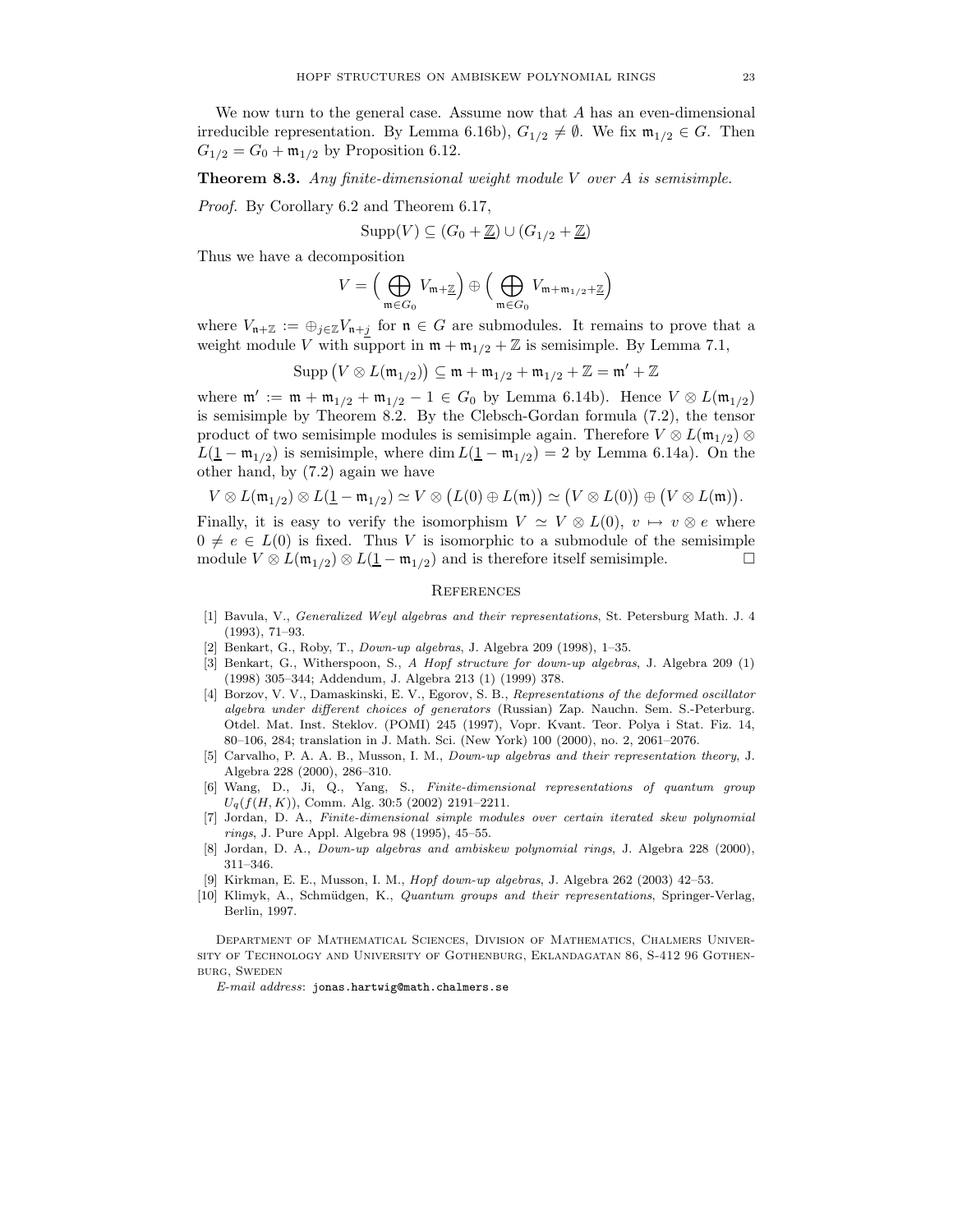We now turn to the general case. Assume now that $A$ has an even-dimensional irreducible representation. By Lemma 6.16b), $G_{1/2} \neq \emptyset$. We fix $\mathfrak{m}_{1/2} \in G$. Then $G_{1/2} = G_0 + \mathfrak{m}_{1/2}$ by Proposition 6.12.

**Theorem 8.3.** *Any finite-dimensional weight module $V$ over $A$ is semisimple.*

*Proof.* By Corollary 6.2 and Theorem 6.17,

$$\mathrm{Supp}(V) \subseteq (G_0 + \underline{\mathbb{Z}}) \cup (G_{1/2} + \underline{\mathbb{Z}})$$

Thus we have a decomposition

$$V = \Big( \bigoplus_{\mathfrak{m} \in G_0} V_{\mathfrak{m}+\underline{\mathbb{Z}}} \Big) \oplus \Big( \bigoplus_{\mathfrak{m} \in G_0} V_{\mathfrak{m}+\mathfrak{m}_{1/2}+\underline{\mathbb{Z}}} \Big)$$

where $V_{\mathfrak{n}+\mathbb{Z}} := \oplus_{j \in \mathbb{Z}} V_{\mathfrak{n}+\underline{j}}$ for $\mathfrak{n} \in G$ are submodules. It remains to prove that a weight module $V$ with support in $\mathfrak{m} + \mathfrak{m}_{1/2} + \mathbb{Z}$ is semisimple. By Lemma 7.1,

$$\mathrm{Supp}\left(V \otimes L(\mathfrak{m}_{1/2})\right) \subseteq \mathfrak{m} + \mathfrak{m}_{1/2} + \mathfrak{m}_{1/2} + \mathbb{Z} = \mathfrak{m}' + \mathbb{Z}$$

where $\mathfrak{m}' := \mathfrak{m} + \mathfrak{m}_{1/2} + \mathfrak{m}_{1/2} - 1 \in G_0$ by Lemma 6.14b). Hence $V \otimes L(\mathfrak{m}_{1/2})$ is semisimple by Theorem 8.2. By the Clebsch-Gordan formula (7.2), the tensor product of two semisimple modules is semisimple again. Therefore $V \otimes L(\mathfrak{m}_{1/2}) \otimes L(\underline{1} - \mathfrak{m}_{1/2})$ is semisimple, where $\dim L(\underline{1} - \mathfrak{m}_{1/2}) = 2$ by Lemma 6.14a). On the other hand, by (7.2) again we have

$$V \otimes L(\mathfrak{m}_{1/2}) \otimes L(\underline{1} - \mathfrak{m}_{1/2}) \simeq V \otimes \big(L(0) \oplus L(\mathfrak{m})\big) \simeq \big(V \otimes L(0)\big) \oplus \big(V \otimes L(\mathfrak{m})\big).$$

Finally, it is easy to verify the isomorphism $V \simeq V \otimes L(0)$, $v \mapsto v \otimes e$ where $0 \neq e \in L(0)$ is fixed. Thus $V$ is isomorphic to a submodule of the semisimple module $V \otimes L(\mathfrak{m}_{1/2}) \otimes L(\underline{1} - \mathfrak{m}_{1/2})$ and is therefore itself semisimple. $\square$

## References

[1] Bavula, V., *Generalized Weyl algebras and their representations*, St. Petersburg Math. J. 4 (1993), 71–93.

[2] Benkart, G., Roby, T., *Down-up algebras*, J. Algebra 209 (1998), 1–35.

[3] Benkart, G., Witherspoon, S., *A Hopf structure for down-up algebras*, J. Algebra 209 (1) (1998) 305–344; Addendum, J. Algebra 213 (1) (1999) 378.

[4] Borzov, V. V., Damaskinski, E. V., Egorov, S. B., *Representations of the deformed oscillator algebra under different choices of generators* (Russian) Zap. Nauchn. Sem. S.-Peterburg. Otdel. Mat. Inst. Steklov. (POMI) 245 (1997), Vopr. Kvant. Teor. Polya i Stat. Fiz. 14, 80–106, 284; translation in J. Math. Sci. (New York) 100 (2000), no. 2, 2061–2076.

[5] Carvalho, P. A. A. B., Musson, I. M., *Down-up algebras and their representation theory*, J. Algebra 228 (2000), 286–310.

[6] Wang, D., Ji, Q., Yang, S., *Finite-dimensional representations of quantum group $U_q(f(H,K))$*, Comm. Alg. 30:5 (2002) 2191–2211.

[7] Jordan, D. A., *Finite-dimensional simple modules over certain iterated skew polynomial rings*, J. Pure Appl. Algebra 98 (1995), 45–55.

[8] Jordan, D. A., *Down-up algebras and ambiskew polynomial rings*, J. Algebra 228 (2000), 311–346.

[9] Kirkman, E. E., Musson, I. M., *Hopf down-up algebras*, J. Algebra 262 (2003) 42–53.

[10] Klimyk, A., Schmüdgen, K., *Quantum groups and their representations*, Springer-Verlag, Berlin, 1997.

Department of Mathematical Sciences, Division of Mathematics, Chalmers University of Technology and University of Gothenburg, Eklandagatan 86, S-412 96 Gothenburg, Sweden

*E-mail address*: jonas.hartwig@math.chalmers.se